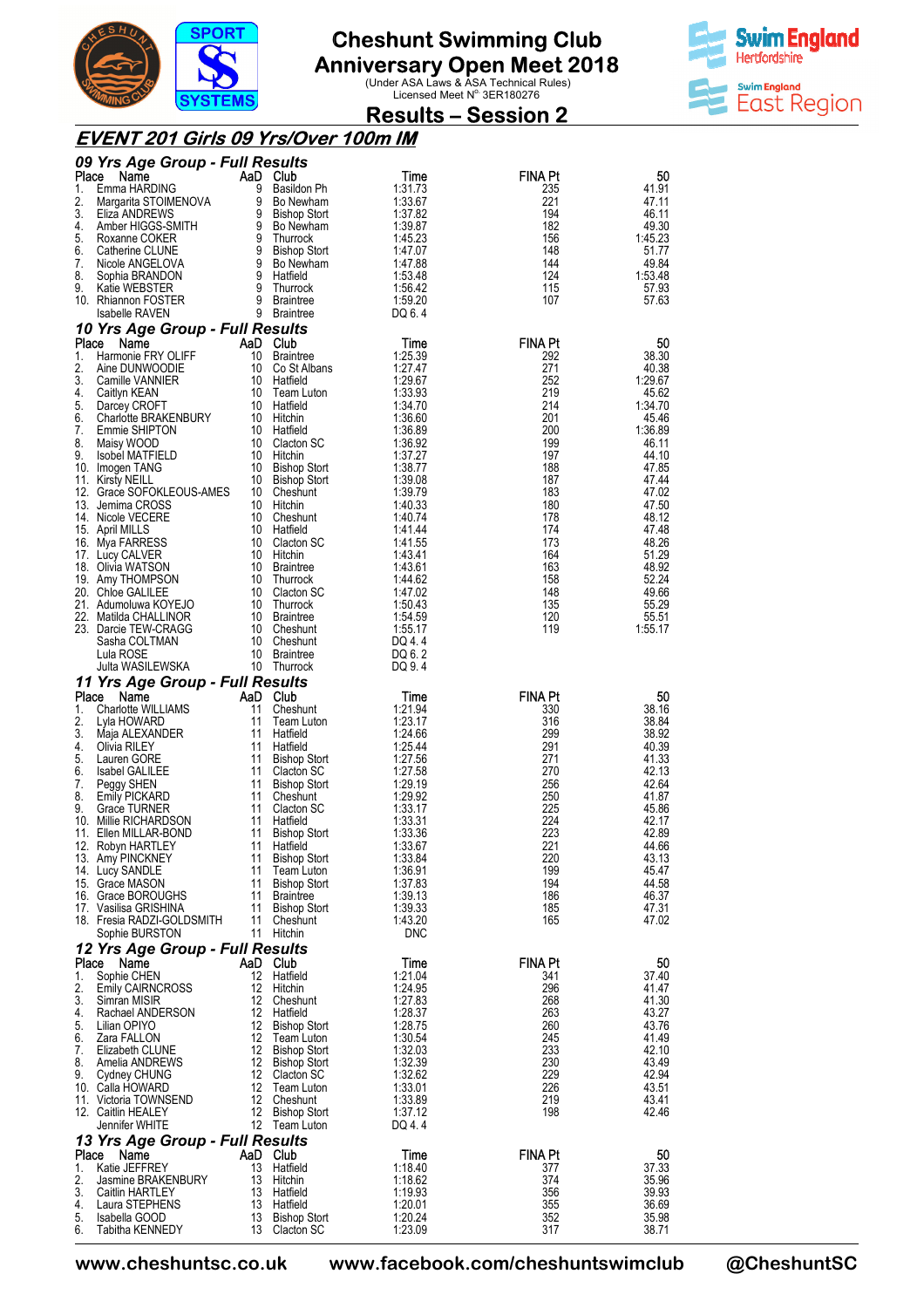# Cheshunt Swimming Club
## Anniversary Open Meet 2018
(Under ASA Laws & ASA Technical Rules)
Licensed Meet N° 3ER180276

## Results – Session 2

### EVENT 201 Girls 09 Yrs/Over 100m IM

#### 09 Yrs Age Group - Full Results

| Place | Name | AaD | Club | Time | FINA Pt | 50 |
|---|---|---|---|---|---|---|
| 1. | Emma HARDING | 9 | Basildon Ph | 1:31.73 | 235 | 41.91 |
| 2. | Margarita STOIMENOVA | 9 | Bo Newham | 1:33.67 | 221 | 47.11 |
| 3. | Eliza ANDREWS | 9 | Bishop Stort | 1:37.82 | 194 | 46.11 |
| 4. | Amber HIGGS-SMITH | 9 | Bo Newham | 1:39.87 | 182 | 49.30 |
| 5. | Roxanne COKER | 9 | Thurrock | 1:45.23 | 156 | 1:45.23 |
| 6. | Catherine CLUNE | 9 | Bishop Stort | 1:47.07 | 148 | 51.77 |
| 7. | Nicole ANGELOVA | 9 | Bo Newham | 1:47.88 | 144 | 49.84 |
| 8. | Sophia BRANDON | 9 | Hatfield | 1:53.48 | 124 | 1:53.48 |
| 9. | Katie WEBSTER | 9 | Thurrock | 1:56.42 | 115 | 57.93 |
| 10. | Rhiannon FOSTER | 9 | Braintree | 1:59.20 | 107 | 57.63 |
| | Isabelle RAVEN | 9 | Braintree | DQ 6. 4 | | |

#### 10 Yrs Age Group - Full Results

| Place | Name | AaD | Club | Time | FINA Pt | 50 |
|---|---|---|---|---|---|---|
| 1. | Harmonie FRY OLIFF | 10 | Braintree | 1:25.39 | 292 | 38.30 |
| 2. | Aine DUNWOODIE | 10 | Co St Albans | 1:27.47 | 271 | 40.38 |
| 3. | Camille VANNIER | 10 | Hatfield | 1:29.67 | 252 | 1:29.67 |
| 4. | Caitlyn KEAN | 10 | Team Luton | 1:33.93 | 219 | 45.62 |
| 5. | Darcey CROFT | 10 | Hatfield | 1:34.70 | 214 | 1:34.70 |
| 6. | Charlotte BRAKENBURY | 10 | Hitchin | 1:36.60 | 201 | 45.46 |
| 7. | Emmie SHIPTON | 10 | Hatfield | 1:36.89 | 200 | 1:36.89 |
| 8. | Maisy WOOD | 10 | Clacton SC | 1:36.92 | 199 | 46.11 |
| 9. | Isobel MATFIELD | 10 | Hitchin | 1:37.27 | 197 | 44.10 |
| 10. | Imogen TANG | 10 | Bishop Stort | 1:38.77 | 188 | 47.85 |
| 11. | Kirsty NEILL | 10 | Bishop Stort | 1:39.08 | 187 | 47.44 |
| 12. | Grace SOFOKLEOUS-AMES | 10 | Cheshunt | 1:39.79 | 183 | 47.02 |
| 13. | Jemima CROSS | 10 | Hitchin | 1:40.33 | 180 | 47.50 |
| 14. | Nicole VECERE | 10 | Cheshunt | 1:40.74 | 178 | 48.12 |
| 15. | April MILLS | 10 | Hatfield | 1:41.44 | 174 | 47.48 |
| 16. | Mya FARRESS | 10 | Clacton SC | 1:41.55 | 173 | 48.26 |
| 17. | Lucy CALVER | 10 | Hitchin | 1:43.41 | 164 | 51.29 |
| 18. | Olivia WATSON | 10 | Braintree | 1:43.61 | 163 | 48.92 |
| 19. | Amy THOMPSON | 10 | Thurrock | 1:44.62 | 158 | 52.24 |
| 20. | Chloe GALILEE | 10 | Clacton SC | 1:47.02 | 148 | 49.66 |
| 21. | Adumoluwa KOYEJO | 10 | Thurrock | 1:50.43 | 135 | 55.29 |
| 22. | Matilda CHALLINOR | 10 | Braintree | 1:54.59 | 120 | 55.51 |
| 23. | Darcie TEW-CRAGG | 10 | Cheshunt | 1:55.17 | 119 | 1:55.17 |
| | Sasha COLTMAN | 10 | Cheshunt | DQ 4. 4 | | |
| | Lula ROSE | 10 | Braintree | DQ 6. 2 | | |
| | Julta WASILEWSKA | 10 | Thurrock | DQ 9. 4 | | |

#### 11 Yrs Age Group - Full Results

| Place | Name | AaD | Club | Time | FINA Pt | 50 |
|---|---|---|---|---|---|---|
| 1. | Charlotte WILLIAMS | 11 | Cheshunt | 1:21.94 | 330 | 38.16 |
| 2. | Lyla HOWARD | 11 | Team Luton | 1:23.17 | 316 | 38.84 |
| 3. | Maja ALEXANDER | 11 | Hatfield | 1:24.66 | 299 | 38.92 |
| 4. | Olivia RILEY | 11 | Hatfield | 1:25.44 | 291 | 40.39 |
| 5. | Lauren GORE | 11 | Bishop Stort | 1:27.56 | 271 | 41.33 |
| 6. | Isabel GALILEE | 11 | Clacton SC | 1:27.58 | 270 | 42.13 |
| 7. | Peggy SHEN | 11 | Bishop Stort | 1:29.19 | 256 | 42.64 |
| 8. | Emily PICKARD | 11 | Cheshunt | 1:29.92 | 250 | 41.87 |
| 9. | Grace TURNER | 11 | Clacton SC | 1:33.17 | 225 | 45.86 |
| 10. | Millie RICHARDSON | 11 | Hatfield | 1:33.31 | 224 | 42.17 |
| 11. | Ellen MILLAR-BOND | 11 | Bishop Stort | 1:33.36 | 223 | 42.89 |
| 12. | Robyn HARTLEY | 11 | Hatfield | 1:33.67 | 221 | 44.66 |
| 13. | Amy PINCKNEY | 11 | Bishop Stort | 1:33.84 | 220 | 43.13 |
| 14. | Lucy SANDLE | 11 | Team Luton | 1:36.91 | 199 | 45.47 |
| 15. | Grace MASON | 11 | Bishop Stort | 1:37.83 | 194 | 44.58 |
| 16. | Grace BOROUGHS | 11 | Braintree | 1:39.13 | 186 | 46.37 |
| 17. | Vasilisa GRISHINA | 11 | Bishop Stort | 1:39.33 | 185 | 47.31 |
| 18. | Fresia RADZI-GOLDSMITH | 11 | Cheshunt | 1:43.20 | 165 | 47.02 |
| | Sophie BURSTON | 11 | Hitchin | DNC | | |

#### 12 Yrs Age Group - Full Results

| Place | Name | AaD | Club | Time | FINA Pt | 50 |
|---|---|---|---|---|---|---|
| 1. | Sophie CHEN | 12 | Hatfield | 1:21.04 | 341 | 37.40 |
| 2. | Emily CAIRNCROSS | 12 | Hitchin | 1:24.95 | 296 | 41.47 |
| 3. | Simran MISIR | 12 | Cheshunt | 1:27.83 | 268 | 41.30 |
| 4. | Rachael ANDERSON | 12 | Hatfield | 1:28.37 | 263 | 43.27 |
| 5. | Lilian OPIYO | 12 | Bishop Stort | 1:28.75 | 260 | 43.76 |
| 6. | Zara FALLON | 12 | Team Luton | 1:30.54 | 245 | 41.49 |
| 7. | Elizabeth CLUNE | 12 | Bishop Stort | 1:32.03 | 233 | 42.10 |
| 8. | Amelia ANDREWS | 12 | Bishop Stort | 1:32.39 | 230 | 43.49 |
| 9. | Cydney CHUNG | 12 | Clacton SC | 1:32.62 | 229 | 42.94 |
| 10. | Calla HOWARD | 12 | Team Luton | 1:33.01 | 226 | 43.51 |
| 11. | Victoria TOWNSEND | 12 | Cheshunt | 1:33.89 | 219 | 43.41 |
| 12. | Caitlin HEALEY | 12 | Bishop Stort | 1:37.12 | 198 | 42.46 |
| | Jennifer WHITE | 12 | Team Luton | DQ 4. 4 | | |

#### 13 Yrs Age Group - Full Results

| Place | Name | AaD | Club | Time | FINA Pt | 50 |
|---|---|---|---|---|---|---|
| 1. | Katie JEFFREY | 13 | Hatfield | 1:18.40 | 377 | 37.33 |
| 2. | Jasmine BRAKENBURY | 13 | Hitchin | 1:18.62 | 374 | 35.96 |
| 3. | Caitlin HARTLEY | 13 | Hatfield | 1:19.93 | 356 | 39.93 |
| 4. | Laura STEPHENS | 13 | Hatfield | 1:20.01 | 355 | 36.69 |
| 5. | Isabella GOOD | 13 | Bishop Stort | 1:20.24 | 352 | 35.98 |
| 6. | Tabitha KENNEDY | 13 | Clacton SC | 1:23.09 | 317 | 38.71 |

www.cheshuntsc.co.uk www.facebook.com/cheshuntswimclub @CheshuntSC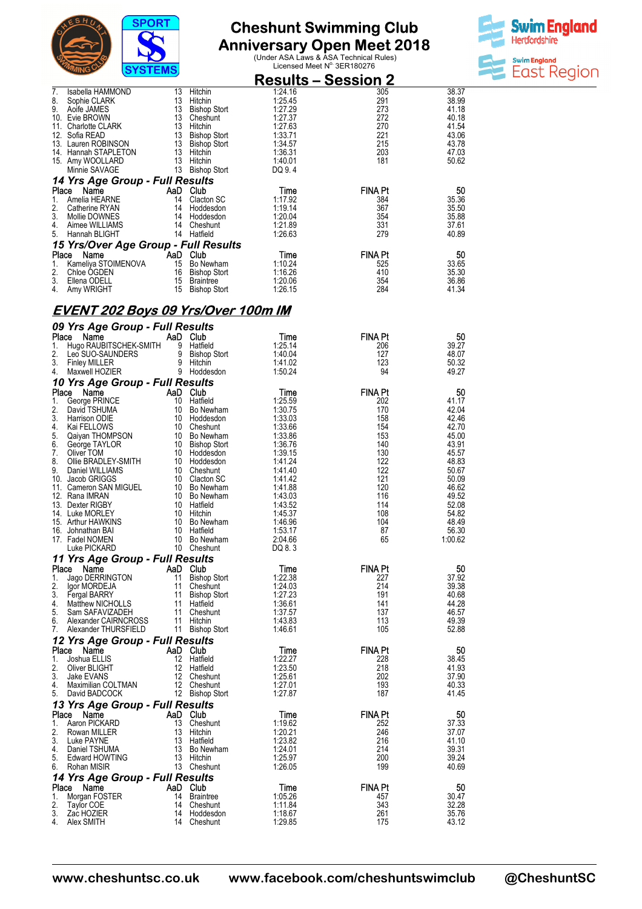# Cheshunt Swimming Club
## Anniversary Open Meet 2018
(Under ASA Laws & ASA Technical Rules)
Licensed Meet N° 3ER180276

## Results – Session 2

| Place | Name | AaD | Club | Time | FINA Pt | 50 |
|---|---|---|---|---|---|---|
| 7. | Isabella HAMMOND | 13 | Hitchin | 1:24.16 | 305 | 38.37 |
| 8. | Sophie CLARK | 13 | Hitchin | 1:25.45 | 291 | 38.99 |
| 9. | Aoife JAMES | 13 | Bishop Stort | 1:27.29 | 273 | 41.18 |
| 10. | Evie BROWN | 13 | Cheshunt | 1:27.37 | 272 | 40.18 |
| 11. | Charlotte CLARK | 13 | Hitchin | 1:27.63 | 270 | 41.54 |
| 12. | Sofia READ | 13 | Bishop Stort | 1:33.71 | 221 | 43.06 |
| 13. | Lauren ROBINSON | 13 | Bishop Stort | 1:34.57 | 215 | 43.78 |
| 14. | Hannah STAPLETON | 13 | Hitchin | 1:36.31 | 203 | 47.03 |
| 15. | Amy WOOLLARD | 13 | Hitchin | 1:40.01 | 181 | 50.62 |
| | Minnie SAVAGE | 13 | Bishop Stort | DQ 9. 4 | | |

### 14 Yrs Age Group - Full Results

| Place | Name | AaD | Club | Time | FINA Pt | 50 |
|---|---|---|---|---|---|---|
| 1. | Amelia HEARNE | 14 | Clacton SC | 1:17.92 | 384 | 35.36 |
| 2. | Catherine RYAN | 14 | Hoddesdon | 1:19.14 | 367 | 35.50 |
| 3. | Mollie DOWNES | 14 | Hoddesdon | 1:20.04 | 354 | 35.88 |
| 4. | Aimee WILLIAMS | 14 | Cheshunt | 1:21.89 | 331 | 37.61 |
| 5. | Hannah BLIGHT | 14 | Hatfield | 1:26.63 | 279 | 40.89 |

### 15 Yrs/Over Age Group - Full Results

| Place | Name | AaD | Club | Time | FINA Pt | 50 |
|---|---|---|---|---|---|---|
| 1. | Kameliya STOIMENOVA | 15 | Bo Newham | 1:10.24 | 525 | 33.65 |
| 2. | Chloe OGDEN | 16 | Bishop Stort | 1:16.26 | 410 | 35.30 |
| 3. | Ellena ODELL | 15 | Braintree | 1:20.06 | 354 | 36.86 |
| 4. | Amy WRIGHT | 15 | Bishop Stort | 1:26.15 | 284 | 41.34 |

## EVENT 202 Boys 09 Yrs/Over 100m IM

### 09 Yrs Age Group - Full Results

| Place | Name | AaD | Club | Time | FINA Pt | 50 |
|---|---|---|---|---|---|---|
| 1. | Hugo RAUBITSCHEK-SMITH | 9 | Hatfield | 1:25.14 | 206 | 39.27 |
| 2. | Leo SUO-SAUNDERS | 9 | Bishop Stort | 1:40.04 | 127 | 48.07 |
| 3. | Finley MILLER | 9 | Hitchin | 1:41.02 | 123 | 50.32 |
| 4. | Maxwell HOZIER | 9 | Hoddesdon | 1:50.24 | 94 | 49.27 |

### 10 Yrs Age Group - Full Results

| Place | Name | AaD | Club | Time | FINA Pt | 50 |
|---|---|---|---|---|---|---|
| 1. | George PRINCE | 10 | Hatfield | 1:25.59 | 202 | 41.17 |
| 2. | David TSHUMA | 10 | Bo Newham | 1:30.75 | 170 | 42.04 |
| 3. | Harrison ODIE | 10 | Hoddesdon | 1:33.03 | 158 | 42.46 |
| 4. | Kai FELLOWS | 10 | Cheshunt | 1:33.66 | 154 | 42.70 |
| 5. | Qaiyan THOMPSON | 10 | Bo Newham | 1:33.86 | 153 | 45.00 |
| 6. | George TAYLOR | 10 | Bishop Stort | 1:36.76 | 140 | 43.91 |
| 7. | Oliver TOM | 10 | Hoddesdon | 1:39.15 | 130 | 45.57 |
| 8. | Ollie BRADLEY-SMITH | 10 | Hoddesdon | 1:41.24 | 122 | 48.83 |
| 9. | Daniel WILLIAMS | 10 | Cheshunt | 1:41.40 | 122 | 50.67 |
| 10. | Jacob GRIGGS | 10 | Clacton SC | 1:41.42 | 121 | 50.09 |
| 11. | Cameron SAN MIGUEL | 10 | Bo Newham | 1:41.88 | 120 | 46.62 |
| 12. | Rana IMRAN | 10 | Bo Newham | 1:43.03 | 116 | 49.52 |
| 13. | Dexter RIGBY | 10 | Hatfield | 1:43.52 | 114 | 52.08 |
| 14. | Luke MORLEY | 10 | Hitchin | 1:45.37 | 108 | 54.82 |
| 15. | Arthur HAWKINS | 10 | Bo Newham | 1:46.96 | 104 | 48.49 |
| 16. | Johnathan BAI | 10 | Hatfield | 1:53.17 | 87 | 56.30 |
| 17. | Fadel NOMEN | 10 | Bo Newham | 2:04.66 | 65 | 1:00.62 |
| | Luke PICKARD | 10 | Cheshunt | DQ 8. 3 | | |

### 11 Yrs Age Group - Full Results

| Place | Name | AaD | Club | Time | FINA Pt | 50 |
|---|---|---|---|---|---|---|
| 1. | Jago DERRINGTON | 11 | Bishop Stort | 1:22.38 | 227 | 37.92 |
| 2. | Igor MORDEJA | 11 | Cheshunt | 1:24.03 | 214 | 39.38 |
| 3. | Fergal BARRY | 11 | Bishop Stort | 1:27.23 | 191 | 40.68 |
| 4. | Matthew NICHOLLS | 11 | Hatfield | 1:36.61 | 141 | 44.28 |
| 5. | Sam SAFAVIZADEH | 11 | Cheshunt | 1:37.57 | 137 | 46.57 |
| 6. | Alexander CAIRNCROSS | 11 | Hitchin | 1:43.83 | 113 | 49.39 |
| 7. | Alexander THURSFIELD | 11 | Bishop Stort | 1:46.61 | 105 | 52.88 |

### 12 Yrs Age Group - Full Results

| Place | Name | AaD | Club | Time | FINA Pt | 50 |
|---|---|---|---|---|---|---|
| 1. | Joshua ELLIS | 12 | Hatfield | 1:22.27 | 228 | 38.45 |
| 2. | Oliver BLIGHT | 12 | Hatfield | 1:23.50 | 218 | 41.93 |
| 3. | Jake EVANS | 12 | Cheshunt | 1:25.61 | 202 | 37.90 |
| 4. | Maximilian COLTMAN | 12 | Cheshunt | 1:27.01 | 193 | 40.33 |
| 5. | David BADCOCK | 12 | Bishop Stort | 1:27.87 | 187 | 41.45 |

### 13 Yrs Age Group - Full Results

| Place | Name | AaD | Club | Time | FINA Pt | 50 |
|---|---|---|---|---|---|---|
| 1. | Aaron PICKARD | 13 | Cheshunt | 1:19.62 | 252 | 37.33 |
| 2. | Rowan MILLER | 13 | Hitchin | 1:20.21 | 246 | 37.07 |
| 3. | Luke PAYNE | 13 | Hatfield | 1:23.82 | 216 | 41.10 |
| 4. | Daniel TSHUMA | 13 | Bo Newham | 1:24.01 | 214 | 39.31 |
| 5. | Edward HOWTING | 13 | Hitchin | 1:25.97 | 200 | 39.24 |
| 6. | Rohan MISIR | 13 | Cheshunt | 1:26.05 | 199 | 40.69 |

### 14 Yrs Age Group - Full Results

| Place | Name | AaD | Club | Time | FINA Pt | 50 |
|---|---|---|---|---|---|---|
| 1. | Morgan FOSTER | 14 | Braintree | 1:05.26 | 457 | 30.47 |
| 2. | Taylor COE | 14 | Cheshunt | 1:11.84 | 343 | 32.28 |
| 3. | Zac HOZIER | 14 | Hoddesdon | 1:18.67 | 261 | 35.76 |
| 4. | Alex SMITH | 14 | Cheshunt | 1:29.85 | 175 | 43.12 |

www.cheshuntsc.co.uk www.facebook.com/cheshuntswimclub @CheshuntSC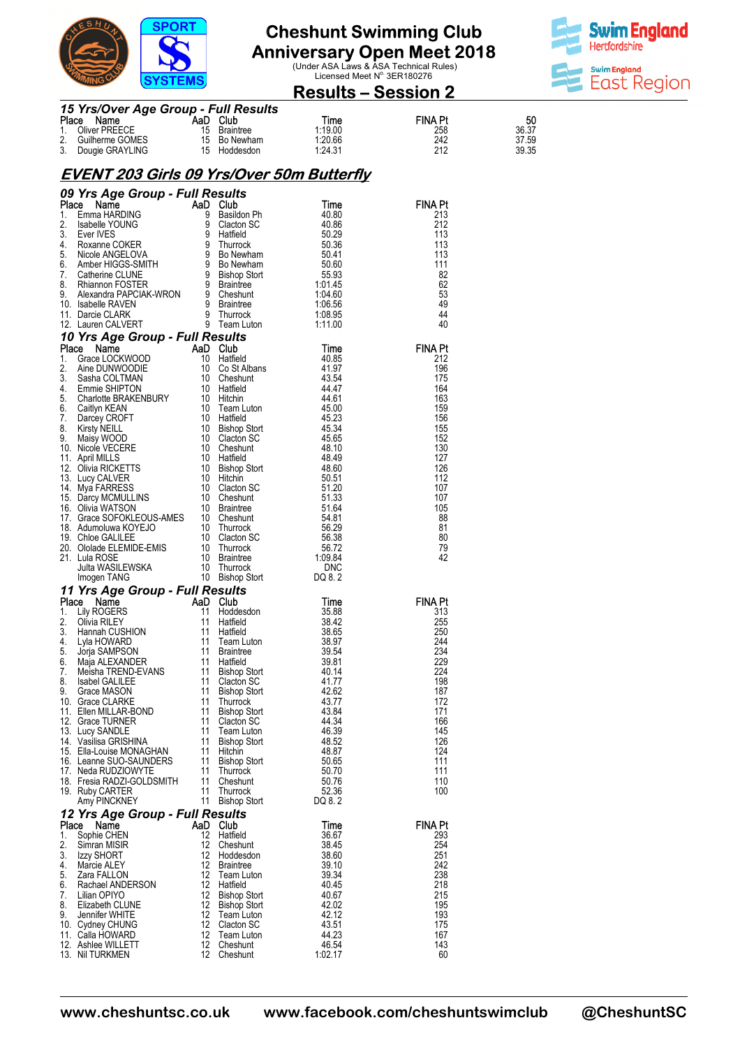# Cheshunt Swimming Club
## Anniversary Open Meet 2018

(Under ASA Laws & ASA Technical Rules)
Licensed Meet N° 3ER180276

## Results – Session 2

### 15 Yrs/Over Age Group - Full Results

| Place | Name | AaD | Club | Time | FINA Pt | 50 |
|---|---|---|---|---|---|---|
| 1. | Oliver PREECE | 15 | Braintree | 1:19.00 | 258 | 36.37 |
| 2. | Guilherme GOMES | 15 | Bo Newham | 1:20.66 | 242 | 37.59 |
| 3. | Dougie GRAYLING | 15 | Hoddesdon | 1:24.31 | 212 | 39.35 |

## EVENT 203 Girls 09 Yrs/Over 50m Butterfly

### 09 Yrs Age Group - Full Results

| Place | Name | AaD | Club | Time | FINA Pt |
|---|---|---|---|---|---|
| 1. | Emma HARDING | 9 | Basildon Ph | 40.80 | 213 |
| 2. | Isabelle YOUNG | 9 | Clacton SC | 40.86 | 212 |
| 3. | Ever IVES | 9 | Hatfield | 50.29 | 113 |
| 4. | Roxanne COKER | 9 | Thurrock | 50.36 | 113 |
| 5. | Nicole ANGELOVA | 9 | Bo Newham | 50.41 | 113 |
| 6. | Amber HIGGS-SMITH | 9 | Bo Newham | 50.60 | 111 |
| 7. | Catherine CLUNE | 9 | Bishop Stort | 55.93 | 82 |
| 8. | Rhiannon FOSTER | 9 | Braintree | 1:01.45 | 62 |
| 9. | Alexandra PAPCIAK-WRON | 9 | Cheshunt | 1:04.60 | 53 |
| 10. | Isabelle RAVEN | 9 | Braintree | 1:06.56 | 49 |
| 11. | Darcie CLARK | 9 | Thurrock | 1:08.95 | 44 |
| 12. | Lauren CALVERT | 9 | Team Luton | 1:11.00 | 40 |

### 10 Yrs Age Group - Full Results

| Place | Name | AaD | Club | Time | FINA Pt |
|---|---|---|---|---|---|
| 1. | Grace LOCKWOOD | 10 | Hatfield | 40.85 | 212 |
| 2. | Aine DUNWOODIE | 10 | Co St Albans | 41.97 | 196 |
| 3. | Sasha COLTMAN | 10 | Cheshunt | 43.54 | 175 |
| 4. | Emmie SHIPTON | 10 | Hatfield | 44.47 | 164 |
| 5. | Charlotte BRAKENBURY | 10 | Hitchin | 44.61 | 163 |
| 6. | Caitlyn KEAN | 10 | Team Luton | 45.00 | 159 |
| 7. | Darcey CROFT | 10 | Hatfield | 45.23 | 156 |
| 8. | Kirsty NEILL | 10 | Bishop Stort | 45.34 | 155 |
| 9. | Maisy WOOD | 10 | Clacton SC | 45.65 | 152 |
| 10. | Nicole VECERE | 10 | Cheshunt | 48.10 | 130 |
| 11. | April MILLS | 10 | Hatfield | 48.49 | 127 |
| 12. | Olivia RICKETTS | 10 | Bishop Stort | 48.60 | 126 |
| 13. | Lucy CALVER | 10 | Hitchin | 50.51 | 112 |
| 14. | Mya FARRESS | 10 | Clacton SC | 51.20 | 107 |
| 15. | Darcy MCMULLINS | 10 | Cheshunt | 51.33 | 107 |
| 16. | Olivia WATSON | 10 | Braintree | 51.64 | 105 |
| 17. | Grace SOFOKLEOUS-AMES | 10 | Cheshunt | 54.81 | 88 |
| 18. | Adumoluwa KOYEJO | 10 | Thurrock | 56.29 | 81 |
| 19. | Chloe GALILEE | 10 | Clacton SC | 56.38 | 80 |
| 20. | Ololade ELEMIDE-EMIS | 10 | Thurrock | 56.72 | 79 |
| 21. | Lula ROSE | 10 | Braintree | 1:09.84 | 42 |
| | Julta WASILEWSKA | 10 | Thurrock | DNC | |
| | Imogen TANG | 10 | Bishop Stort | DQ 8. 2 | |

### 11 Yrs Age Group - Full Results

| Place | Name | AaD | Club | Time | FINA Pt |
|---|---|---|---|---|---|
| 1. | Lily ROGERS | 11 | Hoddesdon | 35.88 | 313 |
| 2. | Olivia RILEY | 11 | Hatfield | 38.42 | 255 |
| 3. | Hannah CUSHION | 11 | Hatfield | 38.65 | 250 |
| 4. | Lyla HOWARD | 11 | Team Luton | 38.97 | 244 |
| 5. | Jorja SAMPSON | 11 | Braintree | 39.54 | 234 |
| 6. | Maja ALEXANDER | 11 | Hatfield | 39.81 | 229 |
| 7. | Meisha TREND-EVANS | 11 | Bishop Stort | 40.14 | 224 |
| 8. | Isabel GALILEE | 11 | Clacton SC | 41.77 | 198 |
| 9. | Grace MASON | 11 | Bishop Stort | 42.62 | 187 |
| 10. | Grace CLARKE | 11 | Thurrock | 43.77 | 172 |
| 11. | Ellen MILLAR-BOND | 11 | Bishop Stort | 43.84 | 171 |
| 12. | Grace TURNER | 11 | Clacton SC | 44.34 | 166 |
| 13. | Lucy SANDLE | 11 | Team Luton | 46.39 | 145 |
| 14. | Vasilisa GRISHINA | 11 | Bishop Stort | 48.52 | 126 |
| 15. | Ella-Louise MONAGHAN | 11 | Hitchin | 48.87 | 124 |
| 16. | Leanne SUO-SAUNDERS | 11 | Bishop Stort | 50.65 | 111 |
| 17. | Neda RUDZIOWYTE | 11 | Thurrock | 50.70 | 111 |
| 18. | Fresia RADZI-GOLDSMITH | 11 | Cheshunt | 50.76 | 110 |
| 19. | Ruby CARTER | 11 | Thurrock | 52.36 | 100 |
| | Amy PINCKNEY | 11 | Bishop Stort | DQ 8. 2 | |

### 12 Yrs Age Group - Full Results

| Place | Name | AaD | Club | Time | FINA Pt |
|---|---|---|---|---|---|
| 1. | Sophie CHEN | 12 | Hatfield | 36.67 | 293 |
| 2. | Simran MISIR | 12 | Cheshunt | 38.45 | 254 |
| 3. | Izzy SHORT | 12 | Hoddesdon | 38.60 | 251 |
| 4. | Marcie ALEY | 12 | Braintree | 39.10 | 242 |
| 5. | Zara FALLON | 12 | Team Luton | 39.34 | 238 |
| 6. | Rachael ANDERSON | 12 | Hatfield | 40.45 | 218 |
| 7. | Lilian OPIYO | 12 | Bishop Stort | 40.67 | 215 |
| 8. | Elizabeth CLUNE | 12 | Bishop Stort | 42.02 | 195 |
| 9. | Jennifer WHITE | 12 | Team Luton | 42.12 | 193 |
| 10. | Cydney CHUNG | 12 | Clacton SC | 43.51 | 175 |
| 11. | Calla HOWARD | 12 | Team Luton | 44.23 | 167 |
| 12. | Ashlee WILLETT | 12 | Cheshunt | 46.54 | 143 |
| 13. | Nil TURKMEN | 12 | Cheshunt | 1:02.17 | 60 |

www.cheshuntsc.co.uk www.facebook.com/cheshuntswimclub @CheshuntSC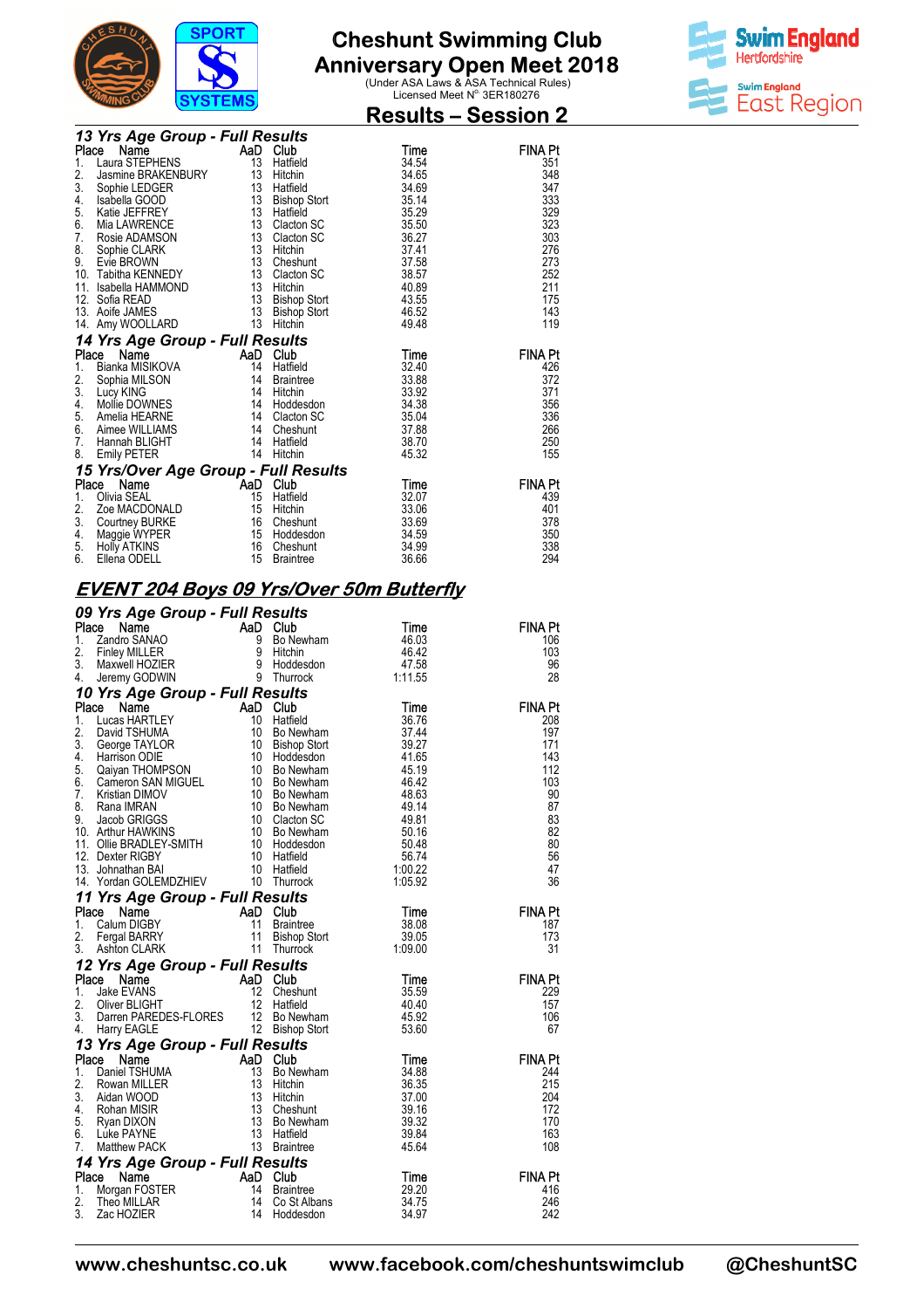# Cheshunt Swimming Club Anniversary Open Meet 2018

(Under ASA Laws & ASA Technical Rules)
Licensed Meet N° 3ER180276

## Results – Session 2

### 13 Yrs Age Group - Full Results

| Place | Name | AaD | Club | Time | FINA Pt |
|---|---|---|---|---|---|
| 1. | Laura STEPHENS | 13 | Hatfield | 34.54 | 351 |
| 2. | Jasmine BRAKENBURY | 13 | Hitchin | 34.65 | 348 |
| 3. | Sophie LEDGER | 13 | Hatfield | 34.69 | 347 |
| 4. | Isabella GOOD | 13 | Bishop Stort | 35.14 | 333 |
| 5. | Katie JEFFREY | 13 | Hatfield | 35.29 | 329 |
| 6. | Mia LAWRENCE | 13 | Clacton SC | 35.50 | 323 |
| 7. | Rosie ADAMSON | 13 | Clacton SC | 36.27 | 303 |
| 8. | Sophie CLARK | 13 | Hitchin | 37.41 | 276 |
| 9. | Evie BROWN | 13 | Cheshunt | 37.58 | 273 |
| 10. | Tabitha KENNEDY | 13 | Clacton SC | 38.57 | 252 |
| 11. | Isabella HAMMOND | 13 | Hitchin | 40.89 | 211 |
| 12. | Sofia READ | 13 | Bishop Stort | 43.55 | 175 |
| 13. | Aoife JAMES | 13 | Bishop Stort | 46.52 | 143 |
| 14. | Amy WOOLLARD | 13 | Hitchin | 49.48 | 119 |

### 14 Yrs Age Group - Full Results

| Place | Name | AaD | Club | Time | FINA Pt |
|---|---|---|---|---|---|
| 1. | Bianka MISIKOVA | 14 | Hatfield | 32.40 | 426 |
| 2. | Sophia MILSON | 14 | Braintree | 33.88 | 372 |
| 3. | Lucy KING | 14 | Hitchin | 33.92 | 371 |
| 4. | Mollie DOWNES | 14 | Hoddesdon | 34.38 | 356 |
| 5. | Amelia HEARNE | 14 | Clacton SC | 35.04 | 336 |
| 6. | Aimee WILLIAMS | 14 | Cheshunt | 37.88 | 266 |
| 7. | Hannah BLIGHT | 14 | Hatfield | 38.70 | 250 |
| 8. | Emily PETER | 14 | Hitchin | 45.32 | 155 |

### 15 Yrs/Over Age Group - Full Results

| Place | Name | AaD | Club | Time | FINA Pt |
|---|---|---|---|---|---|
| 1. | Olivia SEAL | 15 | Hatfield | 32.07 | 439 |
| 2. | Zoe MACDONALD | 15 | Hitchin | 33.06 | 401 |
| 3. | Courtney BURKE | 16 | Cheshunt | 33.69 | 378 |
| 4. | Maggie WYPER | 15 | Hoddesdon | 34.59 | 350 |
| 5. | Holly ATKINS | 16 | Cheshunt | 34.99 | 338 |
| 6. | Ellena ODELL | 15 | Braintree | 36.66 | 294 |

## ***EVENT 204 Boys 09 Yrs/Over 50m Butterfly***

### 09 Yrs Age Group - Full Results

| Place | Name | AaD | Club | Time | FINA Pt |
|---|---|---|---|---|---|
| 1. | Zandro SANAO | 9 | Bo Newham | 46.03 | 106 |
| 2. | Finley MILLER | 9 | Hitchin | 46.42 | 103 |
| 3. | Maxwell HOZIER | 9 | Hoddesdon | 47.58 | 96 |
| 4. | Jeremy GODWIN | 9 | Thurrock | 1:11.55 | 28 |

### 10 Yrs Age Group - Full Results

| Place | Name | AaD | Club | Time | FINA Pt |
|---|---|---|---|---|---|
| 1. | Lucas HARTLEY | 10 | Hatfield | 36.76 | 208 |
| 2. | David TSHUMA | 10 | Bo Newham | 37.44 | 197 |
| 3. | George TAYLOR | 10 | Bishop Stort | 39.27 | 171 |
| 4. | Harrison ODIE | 10 | Hoddesdon | 41.65 | 143 |
| 5. | Qaiyan THOMPSON | 10 | Bo Newham | 45.19 | 112 |
| 6. | Cameron SAN MIGUEL | 10 | Bo Newham | 46.42 | 103 |
| 7. | Kristian DIMOV | 10 | Bo Newham | 48.63 | 90 |
| 8. | Rana IMRAN | 10 | Bo Newham | 49.14 | 87 |
| 9. | Jacob GRIGGS | 10 | Clacton SC | 49.81 | 83 |
| 10. | Arthur HAWKINS | 10 | Bo Newham | 50.16 | 82 |
| 11. | Ollie BRADLEY-SMITH | 10 | Hoddesdon | 50.48 | 80 |
| 12. | Dexter RIGBY | 10 | Hatfield | 56.74 | 56 |
| 13. | Johnathan BAI | 10 | Hatfield | 1:00.22 | 47 |
| 14. | Yordan GOLEMDZHIEV | 10 | Thurrock | 1:05.92 | 36 |

### 11 Yrs Age Group - Full Results

| Place | Name | AaD | Club | Time | FINA Pt |
|---|---|---|---|---|---|
| 1. | Calum DIGBY | 11 | Braintree | 38.08 | 187 |
| 2. | Fergal BARRY | 11 | Bishop Stort | 39.05 | 173 |
| 3. | Ashton CLARK | 11 | Thurrock | 1:09.00 | 31 |

### 12 Yrs Age Group - Full Results

| Place | Name | AaD | Club | Time | FINA Pt |
|---|---|---|---|---|---|
| 1. | Jake EVANS | 12 | Cheshunt | 35.59 | 229 |
| 2. | Oliver BLIGHT | 12 | Hatfield | 40.40 | 157 |
| 3. | Darren PAREDES-FLORES | 12 | Bo Newham | 45.92 | 106 |
| 4. | Harry EAGLE | 12 | Bishop Stort | 53.60 | 67 |

### 13 Yrs Age Group - Full Results

| Place | Name | AaD | Club | Time | FINA Pt |
|---|---|---|---|---|---|
| 1. | Daniel TSHUMA | 13 | Bo Newham | 34.88 | 244 |
| 2. | Rowan MILLER | 13 | Hitchin | 36.35 | 215 |
| 3. | Aidan WOOD | 13 | Hitchin | 37.00 | 204 |
| 4. | Rohan MISIR | 13 | Cheshunt | 39.16 | 172 |
| 5. | Ryan DIXON | 13 | Bo Newham | 39.32 | 170 |
| 6. | Luke PAYNE | 13 | Hatfield | 39.84 | 163 |
| 7. | Matthew PACK | 13 | Braintree | 45.64 | 108 |

### 14 Yrs Age Group - Full Results

| Place | Name | AaD | Club | Time | FINA Pt |
|---|---|---|---|---|---|
| 1. | Morgan FOSTER | 14 | Braintree | 29.20 | 416 |
| 2. | Theo MILLAR | 14 | Co St Albans | 34.75 | 246 |
| 3. | Zac HOZIER | 14 | Hoddesdon | 34.97 | 242 |

www.cheshuntsc.co.uk www.facebook.com/cheshuntswimclub @CheshuntSC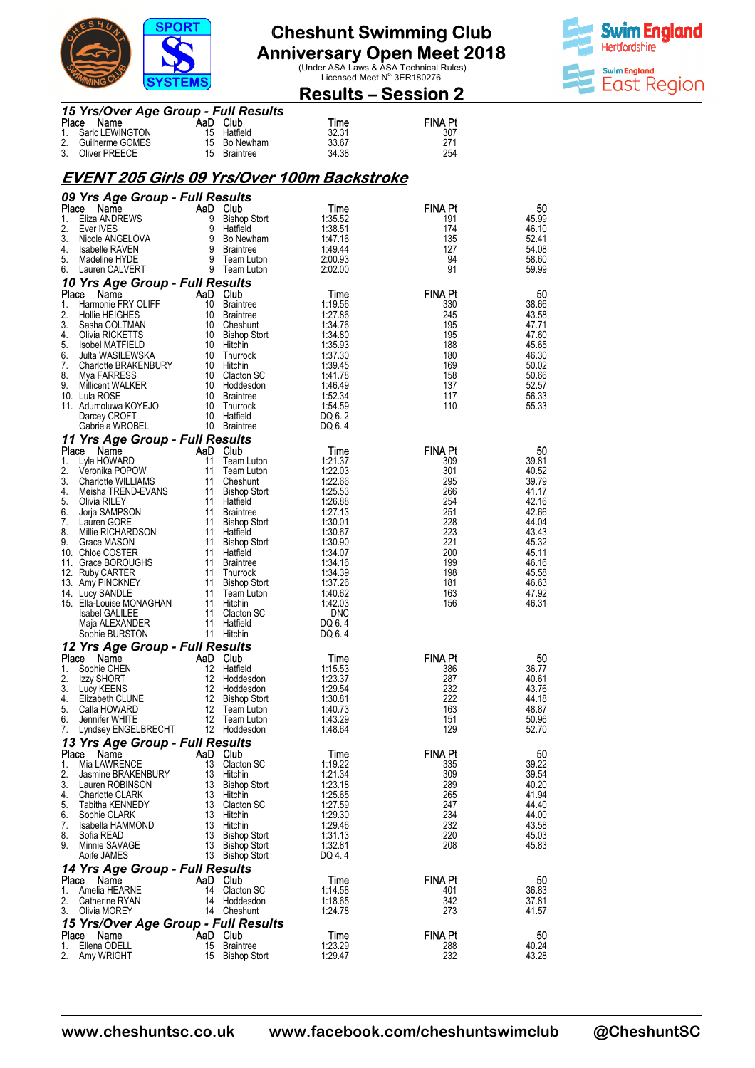# Cheshunt Swimming Club
# Anniversary Open Meet 2018

(Under ASA Laws & ASA Technical Rules)
Licensed Meet N° 3ER180276

## Results – Session 2

### 15 Yrs/Over Age Group - Full Results

| Place | Name | AaD | Club | Time | FINA Pt |
|---|---|---|---|---|---|
| 1. | Saric LEWINGTON | 15 | Hatfield | 32.31 | 307 |
| 2. | Guilherme GOMES | 15 | Bo Newham | 33.67 | 271 |
| 3. | Oliver PREECE | 15 | Braintree | 34.38 | 254 |

## EVENT 205 Girls 09 Yrs/Over 100m Backstroke

### 09 Yrs Age Group - Full Results

| Place | Name | AaD | Club | Time | FINA Pt | 50 |
|---|---|---|---|---|---|---|
| 1. | Eliza ANDREWS | 9 | Bishop Stort | 1:35.52 | 191 | 45.99 |
| 2. | Ever IVES | 9 | Hatfield | 1:38.51 | 174 | 46.10 |
| 3. | Nicole ANGELOVA | 9 | Bo Newham | 1:47.16 | 135 | 52.41 |
| 4. | Isabelle RAVEN | 9 | Braintree | 1:49.44 | 127 | 54.08 |
| 5. | Madeline HYDE | 9 | Team Luton | 2:00.93 | 94 | 58.60 |
| 6. | Lauren CALVERT | 9 | Team Luton | 2:02.00 | 91 | 59.99 |

### 10 Yrs Age Group - Full Results

| Place | Name | AaD | Club | Time | FINA Pt | 50 |
|---|---|---|---|---|---|---|
| 1. | Harmonie FRY OLIFF | 10 | Braintree | 1:19.56 | 330 | 38.66 |
| 2. | Hollie HEIGHES | 10 | Braintree | 1:27.86 | 245 | 43.58 |
| 3. | Sasha COLTMAN | 10 | Cheshunt | 1:34.76 | 195 | 47.71 |
| 4. | Olivia RICKETTS | 10 | Bishop Stort | 1:34.80 | 195 | 47.60 |
| 5. | Isobel MATFIELD | 10 | Hitchin | 1:35.93 | 188 | 45.65 |
| 6. | Julta WASILEWSKA | 10 | Thurrock | 1:37.30 | 180 | 46.30 |
| 7. | Charlotte BRAKENBURY | 10 | Hitchin | 1:39.45 | 169 | 50.02 |
| 8. | Mya FARRESS | 10 | Clacton SC | 1:41.78 | 158 | 50.66 |
| 9. | Millicent WALKER | 10 | Hoddesdon | 1:46.49 | 137 | 52.57 |
| 10. | Lula ROSE | 10 | Braintree | 1:52.34 | 117 | 56.33 |
| 11. | Adumoluwa KOYEJO | 10 | Thurrock | 1:54.59 | 110 | 55.33 |
| | Darcey CROFT | 10 | Hatfield | DQ 6. 2 | | |
| | Gabriela WROBEL | 10 | Braintree | DQ 6. 4 | | |

### 11 Yrs Age Group - Full Results

| Place | Name | AaD | Club | Time | FINA Pt | 50 |
|---|---|---|---|---|---|---|
| 1. | Lyla HOWARD | 11 | Team Luton | 1:21.37 | 309 | 39.81 |
| 2. | Veronika POPOW | 11 | Team Luton | 1:22.03 | 301 | 40.52 |
| 3. | Charlotte WILLIAMS | 11 | Cheshunt | 1:22.66 | 295 | 39.79 |
| 4. | Meisha TREND-EVANS | 11 | Bishop Stort | 1:25.53 | 266 | 41.17 |
| 5. | Olivia RILEY | 11 | Hatfield | 1:26.88 | 254 | 42.16 |
| 6. | Jorja SAMPSON | 11 | Braintree | 1:27.13 | 251 | 42.66 |
| 7. | Lauren GORE | 11 | Bishop Stort | 1:30.01 | 228 | 44.04 |
| 8. | Millie RICHARDSON | 11 | Hatfield | 1:30.67 | 223 | 43.43 |
| 9. | Grace MASON | 11 | Bishop Stort | 1:30.90 | 221 | 45.32 |
| 10. | Chloe COSTER | 11 | Hatfield | 1:34.07 | 200 | 45.11 |
| 11. | Grace BOROUGHS | 11 | Braintree | 1:34.16 | 199 | 46.16 |
| 12. | Ruby CARTER | 11 | Thurrock | 1:34.39 | 198 | 45.58 |
| 13. | Amy PINCKNEY | 11 | Bishop Stort | 1:37.26 | 181 | 46.63 |
| 14. | Lucy SANDLE | 11 | Team Luton | 1:40.62 | 163 | 47.92 |
| 15. | Ella-Louise MONAGHAN | 11 | Hitchin | 1:42.03 | 156 | 46.31 |
| | Isabel GALILEE | 11 | Clacton SC | DNC | | |
| | Maja ALEXANDER | 11 | Hatfield | DQ 6. 4 | | |
| | Sophie BURSTON | 11 | Hitchin | DQ 6. 4 | | |

### 12 Yrs Age Group - Full Results

| Place | Name | AaD | Club | Time | FINA Pt | 50 |
|---|---|---|---|---|---|---|
| 1. | Sophie CHEN | 12 | Hatfield | 1:15.53 | 386 | 36.77 |
| 2. | Izzy SHORT | 12 | Hoddesdon | 1:23.37 | 287 | 40.61 |
| 3. | Lucy KEENS | 12 | Hoddesdon | 1:29.54 | 232 | 43.76 |
| 4. | Elizabeth CLUNE | 12 | Bishop Stort | 1:30.81 | 222 | 44.18 |
| 5. | Calla HOWARD | 12 | Team Luton | 1:40.73 | 163 | 48.87 |
| 6. | Jennifer WHITE | 12 | Team Luton | 1:43.29 | 151 | 50.96 |
| 7. | Lyndsey ENGELBRECHT | 12 | Hoddesdon | 1:48.64 | 129 | 52.70 |

### 13 Yrs Age Group - Full Results

| Place | Name | AaD | Club | Time | FINA Pt | 50 |
|---|---|---|---|---|---|---|
| 1. | Mia LAWRENCE | 13 | Clacton SC | 1:19.22 | 335 | 39.22 |
| 2. | Jasmine BRAKENBURY | 13 | Hitchin | 1:21.34 | 309 | 39.54 |
| 3. | Lauren ROBINSON | 13 | Bishop Stort | 1:23.18 | 289 | 40.20 |
| 4. | Charlotte CLARK | 13 | Hitchin | 1:25.65 | 265 | 41.94 |
| 5. | Tabitha KENNEDY | 13 | Clacton SC | 1:27.59 | 247 | 44.40 |
| 6. | Sophie CLARK | 13 | Hitchin | 1:29.30 | 234 | 44.00 |
| 7. | Isabella HAMMOND | 13 | Hitchin | 1:29.46 | 232 | 43.58 |
| 8. | Sofia READ | 13 | Bishop Stort | 1:31.13 | 220 | 45.03 |
| 9. | Minnie SAVAGE | 13 | Bishop Stort | 1:32.81 | 208 | 45.83 |
| | Aoife JAMES | 13 | Bishop Stort | DQ 4. 4 | | |

### 14 Yrs Age Group - Full Results

| Place | Name | AaD | Club | Time | FINA Pt | 50 |
|---|---|---|---|---|---|---|
| 1. | Amelia HEARNE | 14 | Clacton SC | 1:14.58 | 401 | 36.83 |
| 2. | Catherine RYAN | 14 | Hoddesdon | 1:18.65 | 342 | 37.81 |
| 3. | Olivia MOREY | 14 | Cheshunt | 1:24.78 | 273 | 41.57 |

### 15 Yrs/Over Age Group - Full Results

| Place | Name | AaD | Club | Time | FINA Pt | 50 |
|---|---|---|---|---|---|---|
| 1. | Ellena ODELL | 15 | Braintree | 1:23.29 | 288 | 40.24 |
| 2. | Amy WRIGHT | 15 | Bishop Stort | 1:29.47 | 232 | 43.28 |

www.cheshuntsc.co.uk www.facebook.com/cheshuntswimclub @CheshuntSC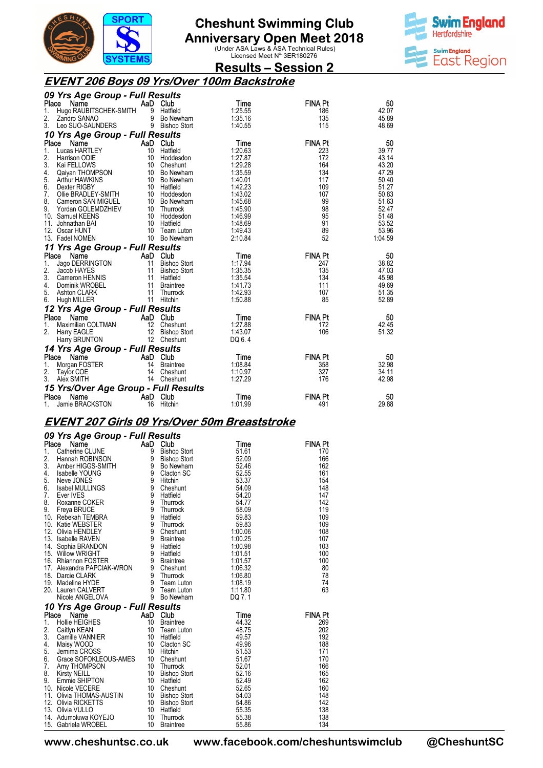# Cheshunt Swimming Club
## Anniversary Open Meet 2018

(Under ASA Laws & ASA Technical Rules)
Licensed Meet N° 3ER180276

## Results – Session 2

## EVENT 206 Boys 09 Yrs/Over 100m Backstroke

### 09 Yrs Age Group - Full Results

| Place | Name | AaD | Club | Time | FINA Pt | 50 |
|---|---|---|---|---|---|---|
| 1. | Hugo RAUBITSCHEK-SMITH | 9 | Hatfield | 1:25.55 | 186 | 42.07 |
| 2. | Zandro SANAO | 9 | Bo Newham | 1:35.16 | 135 | 45.89 |
| 3. | Leo SUO-SAUNDERS | 9 | Bishop Stort | 1:40.55 | 115 | 48.69 |

### 10 Yrs Age Group - Full Results

| Place | Name | AaD | Club | Time | FINA Pt | 50 |
|---|---|---|---|---|---|---|
| 1. | Lucas HARTLEY | 10 | Hatfield | 1:20.63 | 223 | 39.77 |
| 2. | Harrison ODIE | 10 | Hoddesdon | 1:27.87 | 172 | 43.14 |
| 3. | Kai FELLOWS | 10 | Cheshunt | 1:29.28 | 164 | 43.20 |
| 4. | Qaiyan THOMPSON | 10 | Bo Newham | 1:35.59 | 134 | 47.29 |
| 5. | Arthur HAWKINS | 10 | Bo Newham | 1:40.01 | 117 | 50.40 |
| 6. | Dexter RIGBY | 10 | Hatfield | 1:42.23 | 109 | 51.27 |
| 7. | Ollie BRADLEY-SMITH | 10 | Hoddesdon | 1:43.02 | 107 | 50.83 |
| 8. | Cameron SAN MIGUEL | 10 | Bo Newham | 1:45.68 | 99 | 51.63 |
| 9. | Yordan GOLEMDZHIEV | 10 | Thurrock | 1:45.90 | 98 | 52.47 |
| 10. | Samuel KEENS | 10 | Hoddesdon | 1:46.99 | 95 | 51.48 |
| 11. | Johnathan BAI | 10 | Hatfield | 1:48.69 | 91 | 53.52 |
| 12. | Oscar HUNT | 10 | Team Luton | 1:49.43 | 89 | 53.96 |
| 13. | Fadel NOMEN | 10 | Bo Newham | 2:10.84 | 52 | 1:04.59 |

### 11 Yrs Age Group - Full Results

| Place | Name | AaD | Club | Time | FINA Pt | 50 |
|---|---|---|---|---|---|---|
| 1. | Jago DERRINGTON | 11 | Bishop Stort | 1:17.94 | 247 | 38.82 |
| 2. | Jacob HAYES | 11 | Bishop Stort | 1:35.35 | 135 | 47.03 |
| 3. | Cameron HENNIS | 11 | Hatfield | 1:35.54 | 134 | 45.98 |
| 4. | Dominik WROBEL | 11 | Braintree | 1:41.73 | 111 | 49.69 |
| 5. | Ashton CLARK | 11 | Thurrock | 1:42.93 | 107 | 51.35 |
| 6. | Hugh MILLER | 11 | Hitchin | 1:50.88 | 85 | 52.89 |

### 12 Yrs Age Group - Full Results

| Place | Name | AaD | Club | Time | FINA Pt | 50 |
|---|---|---|---|---|---|---|
| 1. | Maximilian COLTMAN | 12 | Cheshunt | 1:27.88 | 172 | 42.45 |
| 2. | Harry EAGLE | 12 | Bishop Stort | 1:43.07 | 106 | 51.32 |
| | Harry BRUNTON | 12 | Cheshunt | DQ 6. 4 | | |

### 14 Yrs Age Group - Full Results

| Place | Name | AaD | Club | Time | FINA Pt | 50 |
|---|---|---|---|---|---|---|
| 1. | Morgan FOSTER | 14 | Braintree | 1:08.84 | 358 | 32.98 |
| 2. | Taylor COE | 14 | Cheshunt | 1:10.97 | 327 | 34.11 |
| 3. | Alex SMITH | 14 | Cheshunt | 1:27.29 | 176 | 42.98 |

### 15 Yrs/Over Age Group - Full Results

| Place | Name | AaD | Club | Time | FINA Pt | 50 |
|---|---|---|---|---|---|---|
| 1. | Jamie BRACKSTON | 16 | Hitchin | 1:01.99 | 491 | 29.88 |

## EVENT 207 Girls 09 Yrs/Over 50m Breaststroke

### 09 Yrs Age Group - Full Results

| Place | Name | AaD | Club | Time | FINA Pt |
|---|---|---|---|---|---|
| 1. | Catherine CLUNE | 9 | Bishop Stort | 51.61 | 170 |
| 2. | Hannah ROBINSON | 9 | Bishop Stort | 52.09 | 166 |
| 3. | Amber HIGGS-SMITH | 9 | Bo Newham | 52.46 | 162 |
| 4. | Isabelle YOUNG | 9 | Clacton SC | 52.55 | 161 |
| 5. | Neve JONES | 9 | Hitchin | 53.37 | 154 |
| 6. | Isabel MULLINGS | 9 | Cheshunt | 54.09 | 148 |
| 7. | Ever IVES | 9 | Hatfield | 54.20 | 147 |
| 8. | Roxanne COKER | 9 | Thurrock | 54.77 | 142 |
| 9. | Freya BRUCE | 9 | Thurrock | 58.09 | 119 |
| 10. | Rebekah TEMBRA | 9 | Hatfield | 59.83 | 109 |
| 10. | Katie WEBSTER | 9 | Thurrock | 59.83 | 109 |
| 12. | Olivia HENDLEY | 9 | Cheshunt | 1:00.06 | 108 |
| 13. | Isabelle RAVEN | 9 | Braintree | 1:00.25 | 107 |
| 14. | Sophia BRANDON | 9 | Hatfield | 1:00.98 | 103 |
| 15. | Willow WRIGHT | 9 | Hatfield | 1:01.51 | 100 |
| 16. | Rhiannon FOSTER | 9 | Braintree | 1:01.57 | 100 |
| 17. | Alexandra PAPCIAK-WRON | 9 | Cheshunt | 1:06.32 | 80 |
| 18. | Darcie CLARK | 9 | Thurrock | 1:06.80 | 78 |
| 19. | Madeline HYDE | 9 | Team Luton | 1:08.19 | 74 |
| 20. | Lauren CALVERT | 9 | Team Luton | 1:11.80 | 63 |
| | Nicole ANGELOVA | 9 | Bo Newham | DQ 7. 1 | |

### 10 Yrs Age Group - Full Results

| Place | Name | AaD | Club | Time | FINA Pt |
|---|---|---|---|---|---|
| 1. | Hollie HEIGHES | 10 | Braintree | 44.32 | 269 |
| 2. | Caitlyn KEAN | 10 | Team Luton | 48.75 | 202 |
| 3. | Camille VANNIER | 10 | Hatfield | 49.57 | 192 |
| 4. | Maisy WOOD | 10 | Clacton SC | 49.96 | 188 |
| 5. | Jemima CROSS | 10 | Hitchin | 51.53 | 171 |
| 6. | Grace SOFOKLEOUS-AMES | 10 | Cheshunt | 51.67 | 170 |
| 7. | Amy THOMPSON | 10 | Thurrock | 52.01 | 166 |
| 8. | Kirsty NEILL | 10 | Bishop Stort | 52.16 | 165 |
| 9. | Emmie SHIPTON | 10 | Hatfield | 52.49 | 162 |
| 10. | Nicole VECERE | 10 | Cheshunt | 52.65 | 160 |
| 11. | Olivia THOMAS-AUSTIN | 10 | Bishop Stort | 54.03 | 148 |
| 12. | Olivia RICKETTS | 10 | Bishop Stort | 54.86 | 142 |
| 13. | Olivia VULLO | 10 | Hatfield | 55.35 | 138 |
| 14. | Adumoluwa KOYEJO | 10 | Thurrock | 55.38 | 138 |
| 15. | Gabriela WROBEL | 10 | Braintree | 55.86 | 134 |

www.cheshuntsc.co.uk www.facebook.com/cheshuntswimclub @CheshuntSC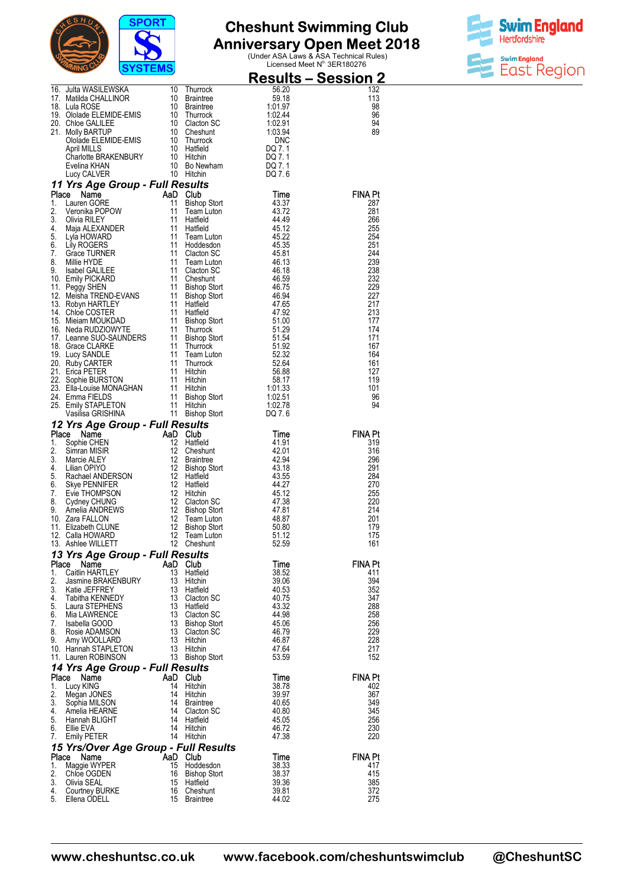# Cheshunt Swimming Club
## Anniversary Open Meet 2018

(Under ASA Laws & ASA Technical Rules)
Licensed Meet N° 3ER180276

## Results – Session 2

| Place | Name | AaD | Club | Time | FINA Pt |
|---|---|---|---|---|---|
| 16. | Julta WASILEWSKA | 10 | Thurrock | 56.20 | 132 |
| 17. | Matilda CHALLINOR | 10 | Braintree | 59.18 | 113 |
| 18. | Lula ROSE | 10 | Braintree | 1:01.97 | 98 |
| 19. | Ololade ELEMIDE-EMIS | 10 | Thurrock | 1:02.44 | 96 |
| 20. | Chloe GALILEE | 10 | Clacton SC | 1:02.91 | 94 |
| 21. | Molly BARTUP | 10 | Cheshunt | 1:03.94 | 89 |
| | Ololade ELEMIDE-EMIS | 10 | Thurrock | DNC | |
| | April MILLS | 10 | Hatfield | DQ 7. 1 | |
| | Charlotte BRAKENBURY | 10 | Hitchin | DQ 7. 1 | |
| | Evelina KHAN | 10 | Bo Newham | DQ 7. 1 | |
| | Lucy CALVER | 10 | Hitchin | DQ 7. 6 | |

### 11 Yrs Age Group - Full Results

| Place | Name | AaD | Club | Time | FINA Pt |
|---|---|---|---|---|---|
| 1. | Lauren GORE | 11 | Bishop Stort | 43.37 | 287 |
| 2. | Veronika POPOW | 11 | Team Luton | 43.72 | 281 |
| 3. | Olivia RILEY | 11 | Hatfield | 44.49 | 266 |
| 4. | Maja ALEXANDER | 11 | Hatfield | 45.12 | 255 |
| 5. | Lyla HOWARD | 11 | Team Luton | 45.22 | 254 |
| 6. | Lily ROGERS | 11 | Hoddesdon | 45.35 | 251 |
| 7. | Grace TURNER | 11 | Clacton SC | 45.81 | 244 |
| 8. | Millie HYDE | 11 | Team Luton | 46.13 | 239 |
| 9. | Isabel GALILEE | 11 | Clacton SC | 46.18 | 238 |
| 10. | Emily PICKARD | 11 | Cheshunt | 46.59 | 232 |
| 11. | Peggy SHEN | 11 | Bishop Stort | 46.75 | 229 |
| 12. | Meisha TREND-EVANS | 11 | Bishop Stort | 46.94 | 227 |
| 13. | Robyn HARTLEY | 11 | Hatfield | 47.65 | 217 |
| 14. | Chloe COSTER | 11 | Hatfield | 47.92 | 213 |
| 15. | Mieiam MOUKDAD | 11 | Bishop Stort | 51.00 | 177 |
| 16. | Neda RUDZIOWYTE | 11 | Thurrock | 51.29 | 174 |
| 17. | Leanne SUO-SAUNDERS | 11 | Bishop Stort | 51.54 | 171 |
| 18. | Grace CLARKE | 11 | Thurrock | 51.92 | 167 |
| 19. | Lucy SANDLE | 11 | Team Luton | 52.32 | 164 |
| 20. | Ruby CARTER | 11 | Thurrock | 52.64 | 161 |
| 21. | Erica PETER | 11 | Hitchin | 56.88 | 127 |
| 22. | Sophie BURSTON | 11 | Hitchin | 58.17 | 119 |
| 23. | Ella-Louise MONAGHAN | 11 | Hitchin | 1:01.33 | 101 |
| 24. | Emma FIELDS | 11 | Bishop Stort | 1:02.51 | 96 |
| 25. | Emily STAPLETON | 11 | Hitchin | 1:02.78 | 94 |
| | Vasilisa GRISHINA | 11 | Bishop Stort | DQ 7. 6 | |

### 12 Yrs Age Group - Full Results

| Place | Name | AaD | Club | Time | FINA Pt |
|---|---|---|---|---|---|
| 1. | Sophie CHEN | 12 | Hatfield | 41.91 | 319 |
| 2. | Simran MISIR | 12 | Cheshunt | 42.01 | 316 |
| 3. | Marcie ALEY | 12 | Braintree | 42.94 | 296 |
| 4. | Lilian OPIYO | 12 | Bishop Stort | 43.18 | 291 |
| 5. | Rachael ANDERSON | 12 | Hatfield | 43.55 | 284 |
| 6. | Skye PENNIFER | 12 | Hatfield | 44.27 | 270 |
| 7. | Evie THOMPSON | 12 | Hitchin | 45.12 | 255 |
| 8. | Cydney CHUNG | 12 | Clacton SC | 47.38 | 220 |
| 9. | Amelia ANDREWS | 12 | Bishop Stort | 47.81 | 214 |
| 10. | Zara FALLON | 12 | Team Luton | 48.87 | 201 |
| 11. | Elizabeth CLUNE | 12 | Bishop Stort | 50.80 | 179 |
| 12. | Calla HOWARD | 12 | Team Luton | 51.12 | 175 |
| 13. | Ashlee WILLETT | 12 | Cheshunt | 52.59 | 161 |

### 13 Yrs Age Group - Full Results

| Place | Name | AaD | Club | Time | FINA Pt |
|---|---|---|---|---|---|
| 1. | Caitlin HARTLEY | 13 | Hatfield | 38.52 | 411 |
| 2. | Jasmine BRAKENBURY | 13 | Hitchin | 39.06 | 394 |
| 3. | Katie JEFFREY | 13 | Hatfield | 40.53 | 352 |
| 4. | Tabitha KENNEDY | 13 | Clacton SC | 40.75 | 347 |
| 5. | Laura STEPHENS | 13 | Hatfield | 43.32 | 288 |
| 6. | Mia LAWRENCE | 13 | Clacton SC | 44.98 | 258 |
| 7. | Isabella GOOD | 13 | Bishop Stort | 45.06 | 256 |
| 8. | Rosie ADAMSON | 13 | Clacton SC | 46.79 | 229 |
| 9. | Amy WOOLLARD | 13 | Hitchin | 46.87 | 228 |
| 10. | Hannah STAPLETON | 13 | Hitchin | 47.64 | 217 |
| 11. | Lauren ROBINSON | 13 | Bishop Stort | 53.59 | 152 |

### 14 Yrs Age Group - Full Results

| Place | Name | AaD | Club | Time | FINA Pt |
|---|---|---|---|---|---|
| 1. | Lucy KING | 14 | Hitchin | 38.78 | 402 |
| 2. | Megan JONES | 14 | Hitchin | 39.97 | 367 |
| 3. | Sophia MILSON | 14 | Braintree | 40.65 | 349 |
| 4. | Amelia HEARNE | 14 | Clacton SC | 40.80 | 345 |
| 5. | Hannah BLIGHT | 14 | Hatfield | 45.05 | 256 |
| 6. | Ellie EVA | 14 | Hatfield | 46.72 | 230 |
| 7. | Emily PETER | 14 | Hitchin | 47.38 | 220 |

### 15 Yrs/Over Age Group - Full Results

| Place | Name | AaD | Club | Time | FINA Pt |
|---|---|---|---|---|---|
| 1. | Maggie WYPER | 15 | Hoddesdon | 38.33 | 417 |
| 2. | Chloe OGDEN | 16 | Bishop Stort | 38.37 | 415 |
| 3. | Olivia SEAL | 15 | Hatfield | 39.36 | 385 |
| 4. | Courtney BURKE | 16 | Cheshunt | 39.81 | 372 |
| 5. | Ellena ODELL | 15 | Braintree | 44.02 | 275 |

www.cheshuntsc.co.uk www.facebook.com/cheshuntswimclub @CheshuntSC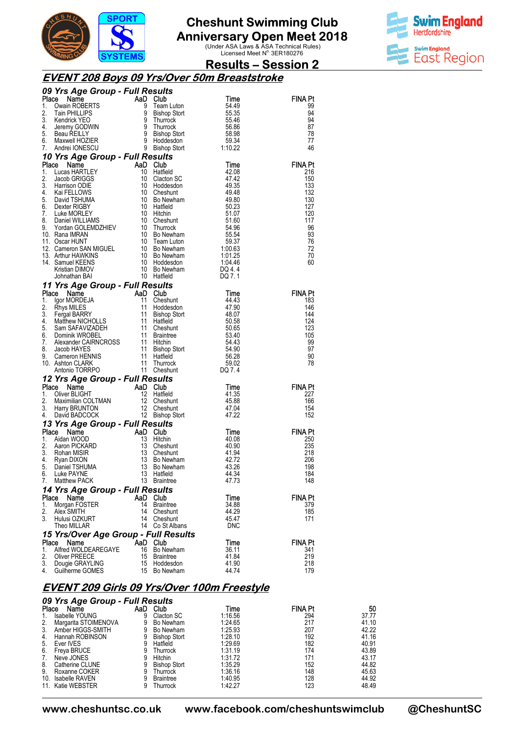# Cheshunt Swimming Club
# Anniversary Open Meet 2018

(Under ASA Laws & ASA Technical Rules)
Licensed Meet N° 3ER180276

## Results – Session 2

## EVENT 208 Boys 09 Yrs/Over 50m Breaststroke

### 09 Yrs Age Group - Full Results

| Place | Name | AaD | Club | Time | FINA Pt |
|---|---|---|---|---|---|
| 1. | Owain ROBERTS | 9 | Team Luton | 54.49 | 99 |
| 2. | Tain PHILLIPS | 9 | Bishop Stort | 55.35 | 94 |
| 3. | Kendrick YEO | 9 | Thurrock | 55.46 | 94 |
| 4. | Jeremy GODWIN | 9 | Thurrock | 56.86 | 87 |
| 5. | Beau REILLY | 9 | Bishop Stort | 58.98 | 78 |
| 6. | Maxwell HOZIER | 9 | Hoddesdon | 59.34 | 77 |
| 7. | Andrei IONESCU | 9 | Bishop Stort | 1:10.22 | 46 |

### 10 Yrs Age Group - Full Results

| Place | Name | AaD | Club | Time | FINA Pt |
|---|---|---|---|---|---|
| 1. | Lucas HARTLEY | 10 | Hatfield | 42.08 | 216 |
| 2. | Jacob GRIGGS | 10 | Clacton SC | 47.42 | 150 |
| 3. | Harrison ODIE | 10 | Hoddesdon | 49.35 | 133 |
| 4. | Kai FELLOWS | 10 | Cheshunt | 49.48 | 132 |
| 5. | David TSHUMA | 10 | Bo Newham | 49.80 | 130 |
| 6. | Dexter RIGBY | 10 | Hatfield | 50.23 | 127 |
| 7. | Luke MORLEY | 10 | Hitchin | 51.07 | 120 |
| 8. | Daniel WILLIAMS | 10 | Cheshunt | 51.60 | 117 |
| 9. | Yordan GOLEMDZHIEV | 10 | Thurrock | 54.96 | 96 |
| 10. | Rana IMRAN | 10 | Bo Newham | 55.54 | 93 |
| 11. | Oscar HUNT | 10 | Team Luton | 59.37 | 76 |
| 12. | Cameron SAN MIGUEL | 10 | Bo Newham | 1:00.63 | 72 |
| 13. | Arthur HAWKINS | 10 | Bo Newham | 1:01.25 | 70 |
| 14. | Samuel KEENS | 10 | Hoddesdon | 1:04.46 | 60 |
| | Kristian DIMOV | 10 | Bo Newham | DQ 4. 4 | |
| | Johnathan BAI | 10 | Hatfield | DQ 7. 1 | |

### 11 Yrs Age Group - Full Results

| Place | Name | AaD | Club | Time | FINA Pt |
|---|---|---|---|---|---|
| 1. | Igor MORDEJA | 11 | Cheshunt | 44.43 | 183 |
| 2. | Rhys MILES | 11 | Hoddesdon | 47.90 | 146 |
| 3. | Fergal BARRY | 11 | Bishop Stort | 48.07 | 144 |
| 4. | Matthew NICHOLLS | 11 | Hatfield | 50.58 | 124 |
| 5. | Sam SAFAVIZADEH | 11 | Cheshunt | 50.65 | 123 |
| 6. | Dominik WROBEL | 11 | Braintree | 53.40 | 105 |
| 7. | Alexander CAIRNCROSS | 11 | Hitchin | 54.43 | 99 |
| 8. | Jacob HAYES | 11 | Bishop Stort | 54.90 | 97 |
| 9. | Cameron HENNIS | 11 | Hatfield | 56.28 | 90 |
| 10. | Ashton CLARK | 11 | Thurrock | 59.02 | 78 |
| | Antonio TORRPO | 11 | Cheshunt | DQ 7. 4 | |

### 12 Yrs Age Group - Full Results

| Place | Name | AaD | Club | Time | FINA Pt |
|---|---|---|---|---|---|
| 1. | Oliver BLIGHT | 12 | Hatfield | 41.35 | 227 |
| 2. | Maximilian COLTMAN | 12 | Cheshunt | 45.88 | 166 |
| 3. | Harry BRUNTON | 12 | Cheshunt | 47.04 | 154 |
| 4. | David BADCOCK | 12 | Bishop Stort | 47.22 | 152 |

### 13 Yrs Age Group - Full Results

| Place | Name | AaD | Club | Time | FINA Pt |
|---|---|---|---|---|---|
| 1. | Aidan WOOD | 13 | Hitchin | 40.08 | 250 |
| 2. | Aaron PICKARD | 13 | Cheshunt | 40.90 | 235 |
| 3. | Rohan MISIR | 13 | Cheshunt | 41.94 | 218 |
| 4. | Ryan DIXON | 13 | Bo Newham | 42.72 | 206 |
| 5. | Daniel TSHUMA | 13 | Bo Newham | 43.26 | 198 |
| 6. | Luke PAYNE | 13 | Hatfield | 44.34 | 184 |
| 7. | Matthew PACK | 13 | Braintree | 47.73 | 148 |

### 14 Yrs Age Group - Full Results

| Place | Name | AaD | Club | Time | FINA Pt |
|---|---|---|---|---|---|
| 1. | Morgan FOSTER | 14 | Braintree | 34.88 | 379 |
| 2. | Alex SMITH | 14 | Cheshunt | 44.29 | 185 |
| 3. | Hulusi OZKURT | 14 | Cheshunt | 45.47 | 171 |
| | Theo MILLAR | 14 | Co St Albans | DNC | |

### 15 Yrs/Over Age Group - Full Results

| Place | Name | AaD | Club | Time | FINA Pt |
|---|---|---|---|---|---|
| 1. | Alfred WOLDEAREGAYE | 16 | Bo Newham | 36.11 | 341 |
| 2. | Oliver PREECE | 15 | Braintree | 41.84 | 219 |
| 3. | Dougie GRAYLING | 15 | Hoddesdon | 41.90 | 218 |
| 4. | Guilherme GOMES | 15 | Bo Newham | 44.74 | 179 |

## EVENT 209 Girls 09 Yrs/Over 100m Freestyle

### 09 Yrs Age Group - Full Results

| Place | Name | AaD | Club | Time | FINA Pt | 50 |
|---|---|---|---|---|---|---|
| 1. | Isabelle YOUNG | 9 | Clacton SC | 1:16.56 | 294 | 37.77 |
| 2. | Margarita STOIMENOVA | 9 | Bo Newham | 1:24.65 | 217 | 41.10 |
| 3. | Amber HIGGS-SMITH | 9 | Bo Newham | 1:25.93 | 207 | 42.22 |
| 4. | Hannah ROBINSON | 9 | Bishop Stort | 1:28.10 | 192 | 41.16 |
| 5. | Ever IVES | 9 | Hatfield | 1:29.69 | 182 | 40.91 |
| 6. | Freya BRUCE | 9 | Thurrock | 1:31.19 | 174 | 43.89 |
| 7. | Neve JONES | 9 | Hitchin | 1:31.72 | 171 | 43.17 |
| 8. | Catherine CLUNE | 9 | Bishop Stort | 1:35.29 | 152 | 44.82 |
| 9. | Roxanne COKER | 9 | Thurrock | 1:36.16 | 148 | 45.63 |
| 10. | Isabelle RAVEN | 9 | Braintree | 1:40.95 | 128 | 44.92 |
| 11. | Katie WEBSTER | 9 | Thurrock | 1:42.27 | 123 | 48.49 |

www.cheshuntsc.co.uk www.facebook.com/cheshuntswimclub @CheshuntSC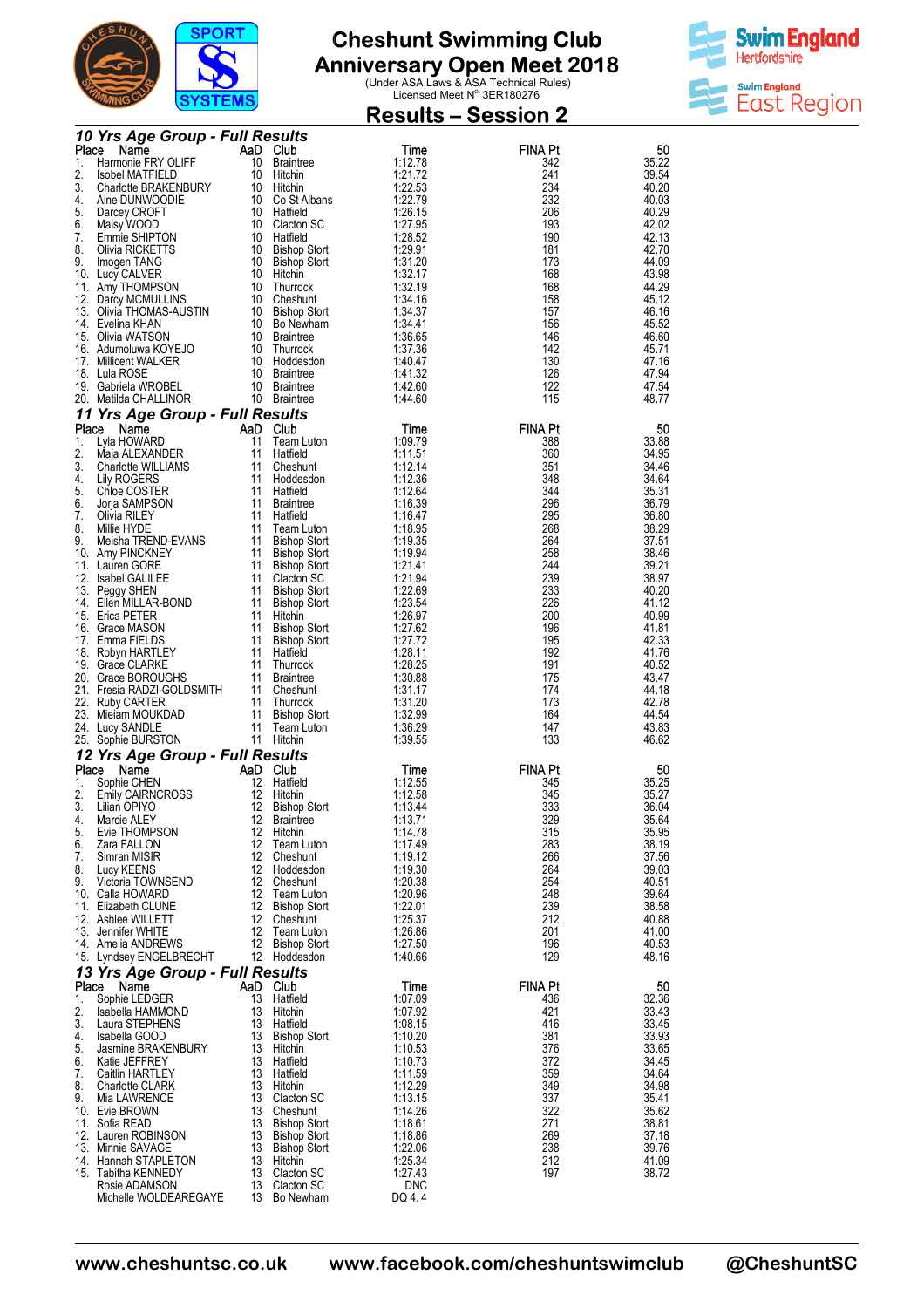# Cheshunt Swimming Club
## Anniversary Open Meet 2018

(Under ASA Laws & ASA Technical Rules)
Licensed Meet N° 3ER180276

## Results – Session 2

### 10 Yrs Age Group - Full Results

| Place | Name | AaD | Club | Time | FINA Pt | 50 |
|---|---|---|---|---|---|---|
| 1. | Harmonie FRY OLIFF | 10 | Braintree | 1:12.78 | 342 | 35.22 |
| 2. | Isobel MATFIELD | 10 | Hitchin | 1:21.72 | 241 | 39.54 |
| 3. | Charlotte BRAKENBURY | 10 | Hitchin | 1:22.53 | 234 | 40.20 |
| 4. | Aine DUNWOODIE | 10 | Co St Albans | 1:22.79 | 232 | 40.03 |
| 5. | Darcey CROFT | 10 | Hatfield | 1:26.15 | 206 | 40.29 |
| 6. | Maisy WOOD | 10 | Clacton SC | 1:27.95 | 193 | 42.02 |
| 7. | Emmie SHIPTON | 10 | Hatfield | 1:28.52 | 190 | 42.13 |
| 8. | Olivia RICKETTS | 10 | Bishop Stort | 1:29.91 | 181 | 42.70 |
| 9. | Imogen TANG | 10 | Bishop Stort | 1:31.20 | 173 | 44.09 |
| 10. | Lucy CALVER | 10 | Hitchin | 1:32.17 | 168 | 43.98 |
| 11. | Amy THOMPSON | 10 | Thurrock | 1:32.19 | 168 | 44.29 |
| 12. | Darcy MCMULLINS | 10 | Cheshunt | 1:34.16 | 158 | 45.12 |
| 13. | Olivia THOMAS-AUSTIN | 10 | Bishop Stort | 1:34.37 | 157 | 46.16 |
| 14. | Evelina KHAN | 10 | Bo Newham | 1:34.41 | 156 | 45.52 |
| 15. | Olivia WATSON | 10 | Braintree | 1:36.65 | 146 | 46.60 |
| 16. | Adumoluwa KOYEJO | 10 | Thurrock | 1:37.36 | 142 | 45.71 |
| 17. | Millicent WALKER | 10 | Hoddesdon | 1:40.47 | 130 | 47.16 |
| 18. | Lula ROSE | 10 | Braintree | 1:41.32 | 126 | 47.94 |
| 19. | Gabriela WROBEL | 10 | Braintree | 1:42.60 | 122 | 47.54 |
| 20. | Matilda CHALLINOR | 10 | Braintree | 1:44.60 | 115 | 48.77 |

### 11 Yrs Age Group - Full Results

| Place | Name | AaD | Club | Time | FINA Pt | 50 |
|---|---|---|---|---|---|---|
| 1. | Lyla HOWARD | 11 | Team Luton | 1:09.79 | 388 | 33.88 |
| 2. | Maja ALEXANDER | 11 | Hatfield | 1:11.51 | 360 | 34.95 |
| 3. | Charlotte WILLIAMS | 11 | Cheshunt | 1:12.14 | 351 | 34.46 |
| 4. | Lily ROGERS | 11 | Hoddesdon | 1:12.36 | 348 | 34.64 |
| 5. | Chloe COSTER | 11 | Hatfield | 1:12.64 | 344 | 35.31 |
| 6. | Jorja SAMPSON | 11 | Braintree | 1:16.39 | 296 | 36.79 |
| 7. | Olivia RILEY | 11 | Hatfield | 1:16.47 | 295 | 36.80 |
| 8. | Millie HYDE | 11 | Team Luton | 1:18.95 | 268 | 38.29 |
| 9. | Meisha TREND-EVANS | 11 | Bishop Stort | 1:19.35 | 264 | 37.51 |
| 10. | Amy PINCKNEY | 11 | Bishop Stort | 1:19.94 | 258 | 38.46 |
| 11. | Lauren GORE | 11 | Bishop Stort | 1:21.41 | 244 | 39.21 |
| 12. | Isabel GALILEE | 11 | Clacton SC | 1:21.94 | 239 | 38.97 |
| 13. | Peggy SHEN | 11 | Bishop Stort | 1:22.69 | 233 | 40.20 |
| 14. | Ellen MILLAR-BOND | 11 | Bishop Stort | 1:23.54 | 226 | 41.12 |
| 15. | Erica PETER | 11 | Hitchin | 1:26.97 | 200 | 40.99 |
| 16. | Grace MASON | 11 | Bishop Stort | 1:27.62 | 196 | 41.81 |
| 17. | Emma FIELDS | 11 | Bishop Stort | 1:27.72 | 195 | 42.33 |
| 18. | Robyn HARTLEY | 11 | Hatfield | 1:28.11 | 192 | 41.76 |
| 19. | Grace CLARKE | 11 | Thurrock | 1:28.25 | 191 | 40.52 |
| 20. | Grace BOROUGHS | 11 | Braintree | 1:30.88 | 175 | 43.47 |
| 21. | Fresia RADZI-GOLDSMITH | 11 | Cheshunt | 1:31.17 | 174 | 44.18 |
| 22. | Ruby CARTER | 11 | Thurrock | 1:31.20 | 173 | 42.78 |
| 23. | Mieiam MOUKDAD | 11 | Bishop Stort | 1:32.99 | 164 | 44.54 |
| 24. | Lucy SANDLE | 11 | Team Luton | 1:36.29 | 147 | 43.83 |
| 25. | Sophie BURSTON | 11 | Hitchin | 1:39.55 | 133 | 46.62 |

### 12 Yrs Age Group - Full Results

| Place | Name | AaD | Club | Time | FINA Pt | 50 |
|---|---|---|---|---|---|---|
| 1. | Sophie CHEN | 12 | Hatfield | 1:12.55 | 345 | 35.25 |
| 2. | Emily CAIRNCROSS | 12 | Hitchin | 1:12.58 | 345 | 35.27 |
| 3. | Lilian OPIYO | 12 | Bishop Stort | 1:13.44 | 333 | 36.04 |
| 4. | Marcie ALEY | 12 | Braintree | 1:13.71 | 329 | 35.64 |
| 5. | Evie THOMPSON | 12 | Hitchin | 1:14.78 | 315 | 35.95 |
| 6. | Zara FALLON | 12 | Team Luton | 1:17.49 | 283 | 38.19 |
| 7. | Simran MISIR | 12 | Cheshunt | 1:19.12 | 266 | 37.56 |
| 8. | Lucy KEENS | 12 | Hoddesdon | 1:19.30 | 264 | 39.03 |
| 9. | Victoria TOWNSEND | 12 | Cheshunt | 1:20.38 | 254 | 40.51 |
| 10. | Calla HOWARD | 12 | Team Luton | 1:20.96 | 248 | 39.64 |
| 11. | Elizabeth CLUNE | 12 | Bishop Stort | 1:22.01 | 239 | 38.58 |
| 12. | Ashlee WILLETT | 12 | Cheshunt | 1:25.37 | 212 | 40.88 |
| 13. | Jennifer WHITE | 12 | Team Luton | 1:26.86 | 201 | 41.00 |
| 14. | Amelia ANDREWS | 12 | Bishop Stort | 1:27.50 | 196 | 40.53 |
| 15. | Lyndsey ENGELBRECHT | 12 | Hoddesdon | 1:40.66 | 129 | 48.16 |

### 13 Yrs Age Group - Full Results

| Place | Name | AaD | Club | Time | FINA Pt | 50 |
|---|---|---|---|---|---|---|
| 1. | Sophie LEDGER | 13 | Hatfield | 1:07.09 | 436 | 32.36 |
| 2. | Isabella HAMMOND | 13 | Hitchin | 1:07.92 | 421 | 33.43 |
| 3. | Laura STEPHENS | 13 | Hatfield | 1:08.15 | 416 | 33.45 |
| 4. | Isabella GOOD | 13 | Bishop Stort | 1:10.20 | 381 | 33.93 |
| 5. | Jasmine BRAKENBURY | 13 | Hitchin | 1:10.53 | 376 | 33.65 |
| 6. | Katie JEFFREY | 13 | Hatfield | 1:10.73 | 372 | 34.45 |
| 7. | Caitlin HARTLEY | 13 | Hatfield | 1:11.59 | 359 | 34.64 |
| 8. | Charlotte CLARK | 13 | Hitchin | 1:12.29 | 349 | 34.98 |
| 9. | Mia LAWRENCE | 13 | Clacton SC | 1:13.15 | 337 | 35.41 |
| 10. | Evie BROWN | 13 | Cheshunt | 1:14.26 | 322 | 35.62 |
| 11. | Sofia READ | 13 | Bishop Stort | 1:18.61 | 271 | 38.81 |
| 12. | Lauren ROBINSON | 13 | Bishop Stort | 1:18.86 | 269 | 37.18 |
| 13. | Minnie SAVAGE | 13 | Bishop Stort | 1:22.06 | 238 | 39.76 |
| 14. | Hannah STAPLETON | 13 | Hitchin | 1:25.34 | 212 | 41.09 |
| 15. | Tabitha KENNEDY | 13 | Clacton SC | 1:27.43 | 197 | 38.72 |
| | Rosie ADAMSON | 13 | Clacton SC | DNC | | |
| | Michelle WOLDEAREGAYE | 13 | Bo Newham | DQ 4. 4 | | |

www.cheshuntsc.co.uk www.facebook.com/cheshuntswimclub @CheshuntSC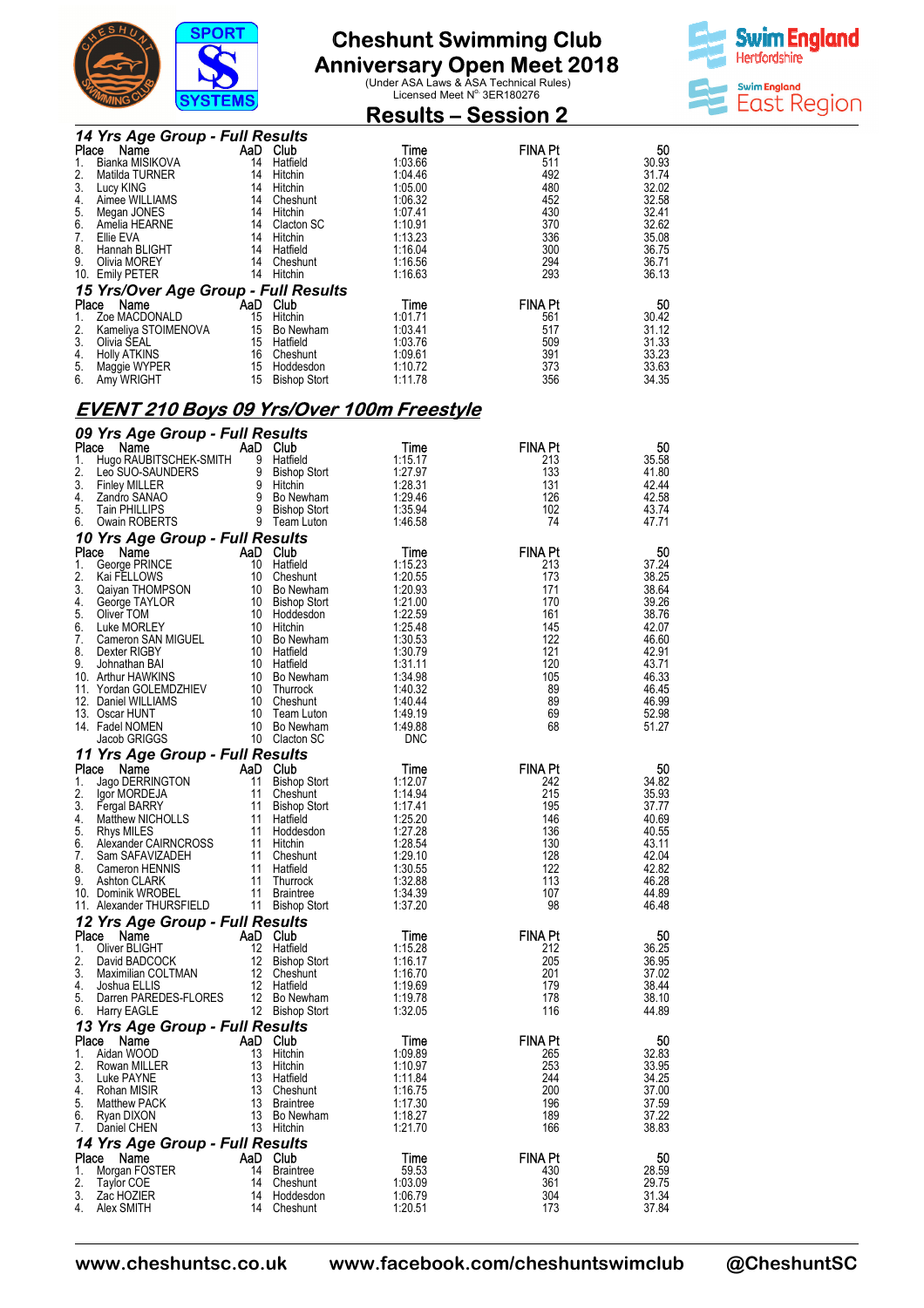# Cheshunt Swimming Club
## Anniversary Open Meet 2018
(Under ASA Laws & ASA Technical Rules)
Licensed Meet N° 3ER180276

## Results – Session 2

### *14 Yrs Age Group - Full Results*

| Place | Name | AaD | Club | Time | FINA Pt | 50 |
|---|---|---|---|---|---|---|
| 1. | Bianka MISIKOVA | 14 | Hatfield | 1:03.66 | 511 | 30.93 |
| 2. | Matilda TURNER | 14 | Hitchin | 1:04.46 | 492 | 31.74 |
| 3. | Lucy KING | 14 | Hitchin | 1:05.00 | 480 | 32.02 |
| 4. | Aimee WILLIAMS | 14 | Cheshunt | 1:06.32 | 452 | 32.58 |
| 5. | Megan JONES | 14 | Hitchin | 1:07.41 | 430 | 32.41 |
| 6. | Amelia HEARNE | 14 | Clacton SC | 1:10.91 | 370 | 32.62 |
| 7. | Ellie EVA | 14 | Hitchin | 1:13.23 | 336 | 35.08 |
| 8. | Hannah BLIGHT | 14 | Hatfield | 1:16.04 | 300 | 36.75 |
| 9. | Olivia MOREY | 14 | Cheshunt | 1:16.56 | 294 | 36.71 |
| 10. | Emily PETER | 14 | Hitchin | 1:16.63 | 293 | 36.13 |

### *15 Yrs/Over Age Group - Full Results*

| Place | Name | AaD | Club | Time | FINA Pt | 50 |
|---|---|---|---|---|---|---|
| 1. | Zoe MACDONALD | 15 | Hitchin | 1:01.71 | 561 | 30.42 |
| 2. | Kameliya STOIMENOVA | 15 | Bo Newham | 1:03.41 | 517 | 31.12 |
| 3. | Olivia SEAL | 15 | Hatfield | 1:03.76 | 509 | 31.33 |
| 4. | Holly ATKINS | 16 | Cheshunt | 1:09.61 | 391 | 33.23 |
| 5. | Maggie WYPER | 15 | Hoddesdon | 1:10.72 | 373 | 33.63 |
| 6. | Amy WRIGHT | 15 | Bishop Stort | 1:11.78 | 356 | 34.35 |

## *EVENT 210 Boys 09 Yrs/Over 100m Freestyle*

### *09 Yrs Age Group - Full Results*

| Place | Name | AaD | Club | Time | FINA Pt | 50 |
|---|---|---|---|---|---|---|
| 1. | Hugo RAUBITSCHEK-SMITH | 9 | Hatfield | 1:15.17 | 213 | 35.58 |
| 2. | Leo SUO-SAUNDERS | 9 | Bishop Stort | 1:27.97 | 133 | 41.80 |
| 3. | Finley MILLER | 9 | Hitchin | 1:28.31 | 131 | 42.44 |
| 4. | Zandro SANAO | 9 | Bo Newham | 1:29.46 | 126 | 42.58 |
| 5. | Tain PHILLIPS | 9 | Bishop Stort | 1:35.94 | 102 | 43.74 |
| 6. | Owain ROBERTS | 9 | Team Luton | 1:46.58 | 74 | 47.71 |

### *10 Yrs Age Group - Full Results*

| Place | Name | AaD | Club | Time | FINA Pt | 50 |
|---|---|---|---|---|---|---|
| 1. | George PRINCE | 10 | Hatfield | 1:15.23 | 213 | 37.24 |
| 2. | Kai FELLOWS | 10 | Cheshunt | 1:20.55 | 173 | 38.25 |
| 3. | Qaiyan THOMPSON | 10 | Bo Newham | 1:20.93 | 171 | 38.64 |
| 4. | George TAYLOR | 10 | Bishop Stort | 1:21.00 | 170 | 39.26 |
| 5. | Oliver TOM | 10 | Hoddesdon | 1:22.59 | 161 | 38.76 |
| 6. | Luke MORLEY | 10 | Hitchin | 1:25.48 | 145 | 42.07 |
| 7. | Cameron SAN MIGUEL | 10 | Bo Newham | 1:30.53 | 122 | 46.60 |
| 8. | Dexter RIGBY | 10 | Hatfield | 1:30.79 | 121 | 42.91 |
| 9. | Johnathan BAI | 10 | Hatfield | 1:31.11 | 120 | 43.71 |
| 10. | Arthur HAWKINS | 10 | Bo Newham | 1:34.98 | 105 | 46.33 |
| 11. | Yordan GOLEMDZHIEV | 10 | Thurrock | 1:40.32 | 89 | 46.45 |
| 12. | Daniel WILLIAMS | 10 | Cheshunt | 1:40.44 | 89 | 46.99 |
| 13. | Oscar HUNT | 10 | Team Luton | 1:49.19 | 69 | 52.98 |
| 14. | Fadel NOMEN | 10 | Bo Newham | 1:49.88 | 68 | 51.27 |
| | Jacob GRIGGS | 10 | Clacton SC | DNC | | |

### *11 Yrs Age Group - Full Results*

| Place | Name | AaD | Club | Time | FINA Pt | 50 |
|---|---|---|---|---|---|---|
| 1. | Jago DERRINGTON | 11 | Bishop Stort | 1:12.07 | 242 | 34.82 |
| 2. | Igor MORDEJA | 11 | Cheshunt | 1:14.94 | 215 | 35.93 |
| 3. | Fergal BARRY | 11 | Bishop Stort | 1:17.41 | 195 | 37.77 |
| 4. | Matthew NICHOLLS | 11 | Hatfield | 1:25.20 | 146 | 40.69 |
| 5. | Rhys MILES | 11 | Hoddesdon | 1:27.28 | 136 | 40.55 |
| 6. | Alexander CAIRNCROSS | 11 | Hitchin | 1:28.54 | 130 | 43.11 |
| 7. | Sam SAFAVIZADEH | 11 | Cheshunt | 1:29.10 | 128 | 42.04 |
| 8. | Cameron HENNIS | 11 | Hatfield | 1:30.55 | 122 | 42.82 |
| 9. | Ashton CLARK | 11 | Thurrock | 1:32.88 | 113 | 46.28 |
| 10. | Dominik WROBEL | 11 | Braintree | 1:34.39 | 107 | 44.89 |
| 11. | Alexander THURSFIELD | 11 | Bishop Stort | 1:37.20 | 98 | 46.48 |

### *12 Yrs Age Group - Full Results*

| Place | Name | AaD | Club | Time | FINA Pt | 50 |
|---|---|---|---|---|---|---|
| 1. | Oliver BLIGHT | 12 | Hatfield | 1:15.28 | 212 | 36.25 |
| 2. | David BADCOCK | 12 | Bishop Stort | 1:16.17 | 205 | 36.95 |
| 3. | Maximilian COLTMAN | 12 | Cheshunt | 1:16.70 | 201 | 37.02 |
| 4. | Joshua ELLIS | 12 | Hatfield | 1:19.69 | 179 | 38.44 |
| 5. | Darren PAREDES-FLORES | 12 | Bo Newham | 1:19.78 | 178 | 38.10 |
| 6. | Harry EAGLE | 12 | Bishop Stort | 1:32.05 | 116 | 44.89 |

### *13 Yrs Age Group - Full Results*

| Place | Name | AaD | Club | Time | FINA Pt | 50 |
|---|---|---|---|---|---|---|
| 1. | Aidan WOOD | 13 | Hitchin | 1:09.89 | 265 | 32.83 |
| 2. | Rowan MILLER | 13 | Hitchin | 1:10.97 | 253 | 33.95 |
| 3. | Luke PAYNE | 13 | Hatfield | 1:11.84 | 244 | 34.25 |
| 4. | Rohan MISIR | 13 | Cheshunt | 1:16.75 | 200 | 37.00 |
| 5. | Matthew PACK | 13 | Braintree | 1:17.30 | 196 | 37.59 |
| 6. | Ryan DIXON | 13 | Bo Newham | 1:18.27 | 189 | 37.22 |
| 7. | Daniel CHEN | 13 | Hitchin | 1:21.70 | 166 | 38.83 |

### *14 Yrs Age Group - Full Results*

| Place | Name | AaD | Club | Time | FINA Pt | 50 |
|---|---|---|---|---|---|---|
| 1. | Morgan FOSTER | 14 | Braintree | 59.53 | 430 | 28.59 |
| 2. | Taylor COE | 14 | Cheshunt | 1:03.09 | 361 | 29.75 |
| 3. | Zac HOZIER | 14 | Hoddesdon | 1:06.79 | 304 | 31.34 |
| 4. | Alex SMITH | 14 | Cheshunt | 1:20.51 | 173 | 37.84 |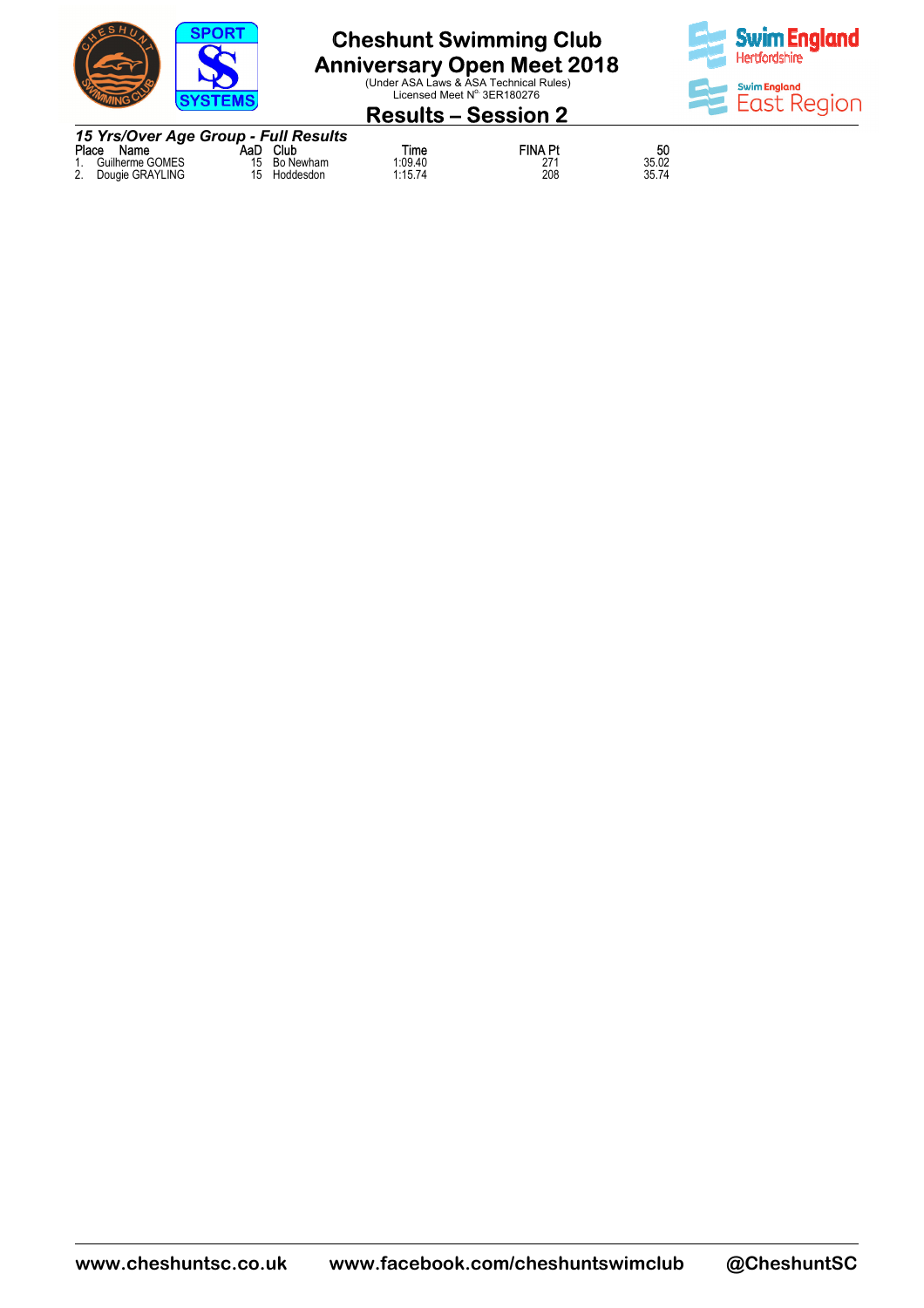# Cheshunt Swimming Club
# Anniversary Open Meet 2018

(Under ASA Laws & ASA Technical Rules)
Licensed Meet N° 3ER180276

## Results – Session 2

### *15 Yrs/Over Age Group - Full Results*

| Place | Name | AaD | Club | Time | FINA Pt | 50 |
|---|---|---|---|---|---|---|
| 1. | Guilherme GOMES | 15 | Bo Newham | 1:09.40 | 271 | 35.02 |
| 2. | Dougie GRAYLING | 15 | Hoddesdon | 1:15.74 | 208 | 35.74 |

**www.cheshuntsc.co.uk** **www.facebook.com/cheshuntswimclub** **@CheshuntSC**